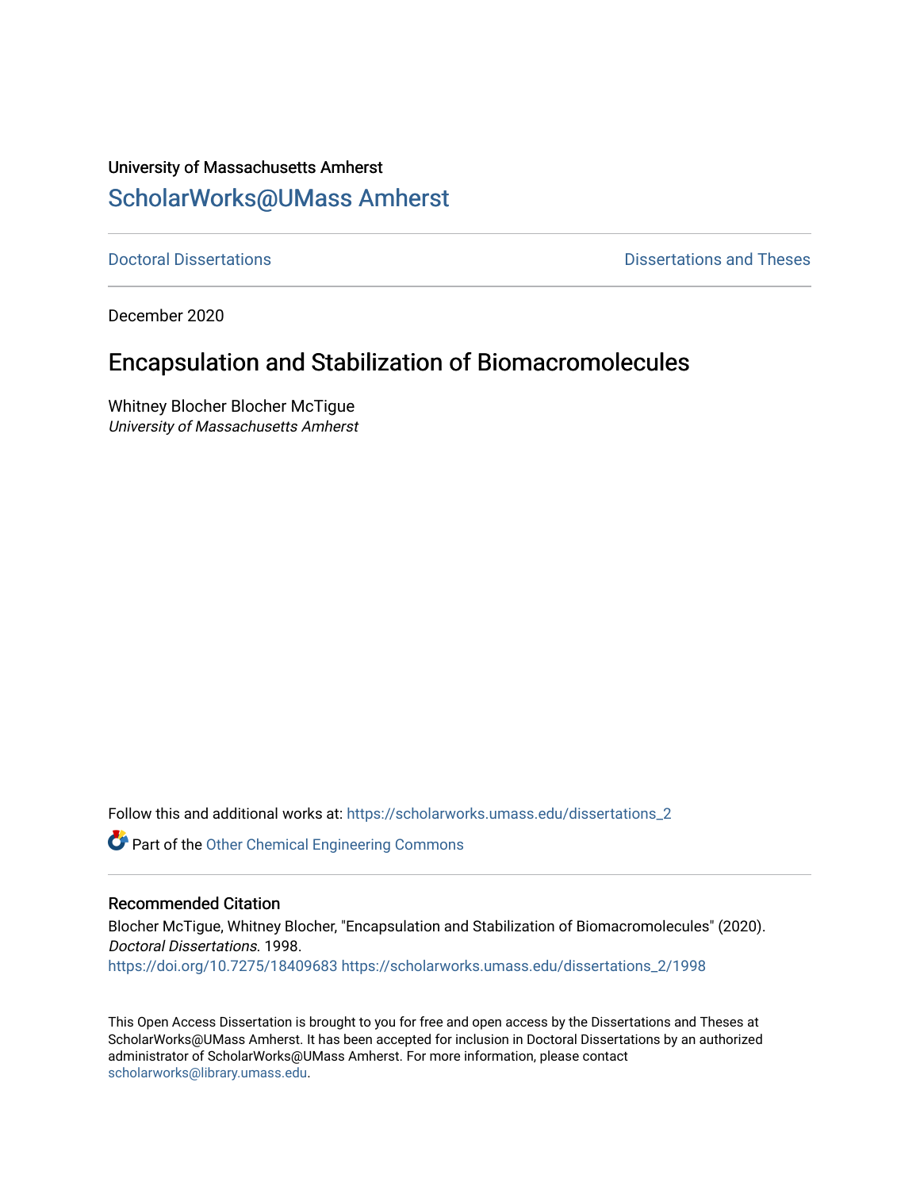University of Massachusetts Amherst

ScholarWorks@UMass Amherst

Doctoral Dissertations

Dissertations and Theses

December 2020

# Encapsulation and Stabilization of Biomacromolecules

Whitney Blocher Blocher McTigue
*University of Massachusetts Amherst*

Follow this and additional works at: https://scholarworks.umass.edu/dissertations_2

Part of the Other Chemical Engineering Commons

## Recommended Citation

Blocher McTigue, Whitney Blocher, "Encapsulation and Stabilization of Biomacromolecules" (2020). *Doctoral Dissertations*. 1998.
https://doi.org/10.7275/18409683 https://scholarworks.umass.edu/dissertations_2/1998

This Open Access Dissertation is brought to you for free and open access by the Dissertations and Theses at ScholarWorks@UMass Amherst. It has been accepted for inclusion in Doctoral Dissertations by an authorized administrator of ScholarWorks@UMass Amherst. For more information, please contact scholarworks@library.umass.edu.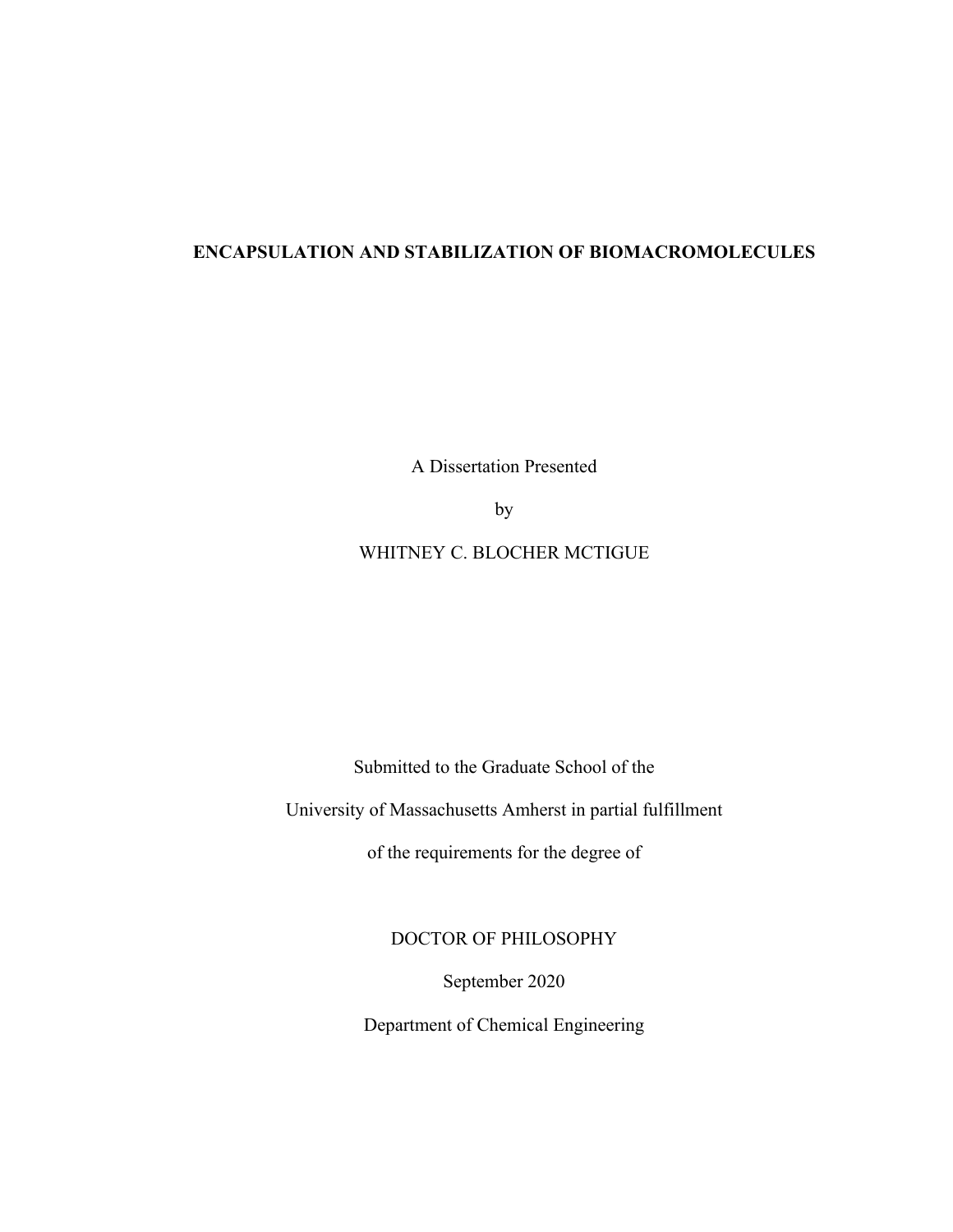# ENCAPSULATION AND STABILIZATION OF BIOMACROMOLECULES

A Dissertation Presented

by

WHITNEY C. BLOCHER MCTIGUE

Submitted to the Graduate School of the

University of Massachusetts Amherst in partial fulfillment

of the requirements for the degree of

DOCTOR OF PHILOSOPHY

September 2020

Department of Chemical Engineering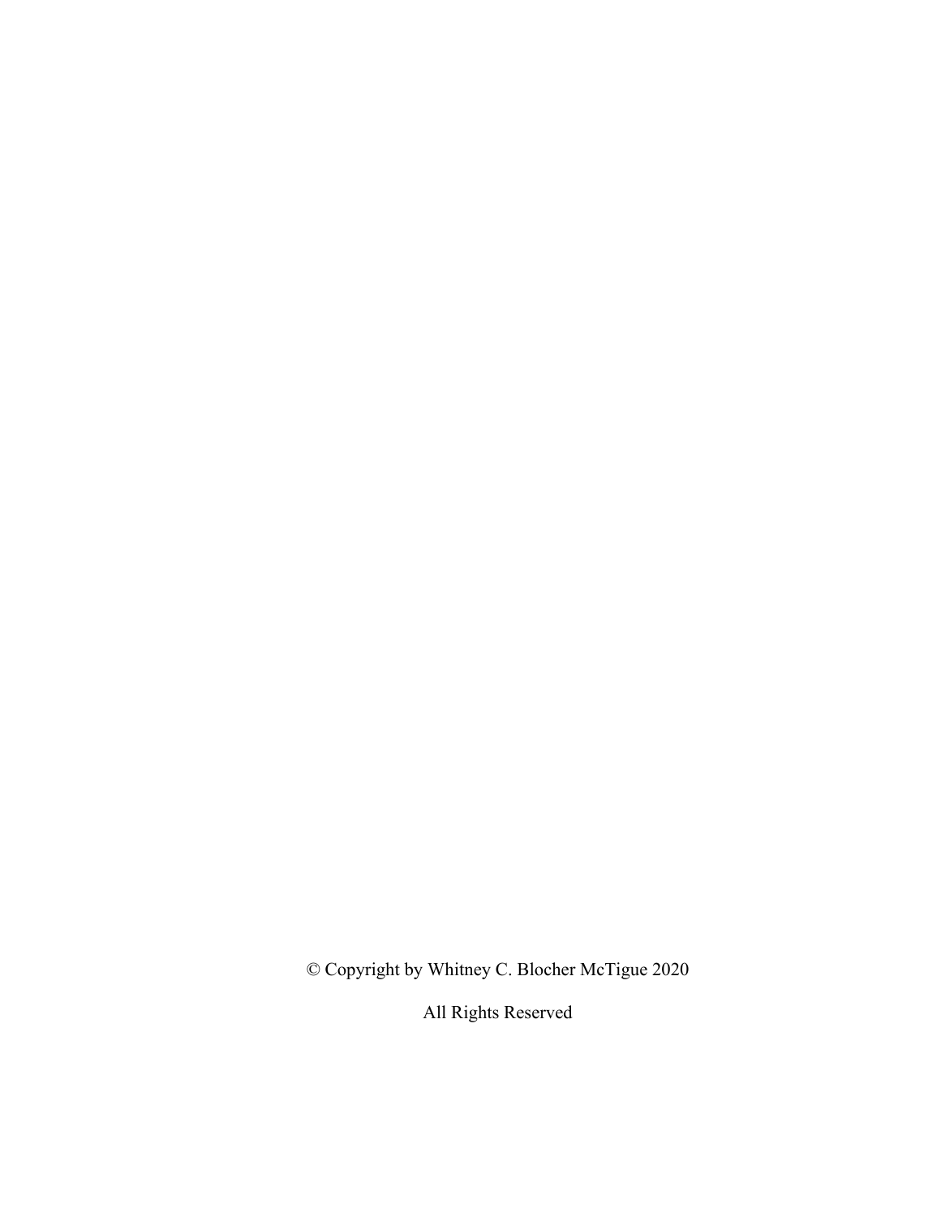© Copyright by Whitney C. Blocher McTigue 2020

All Rights Reserved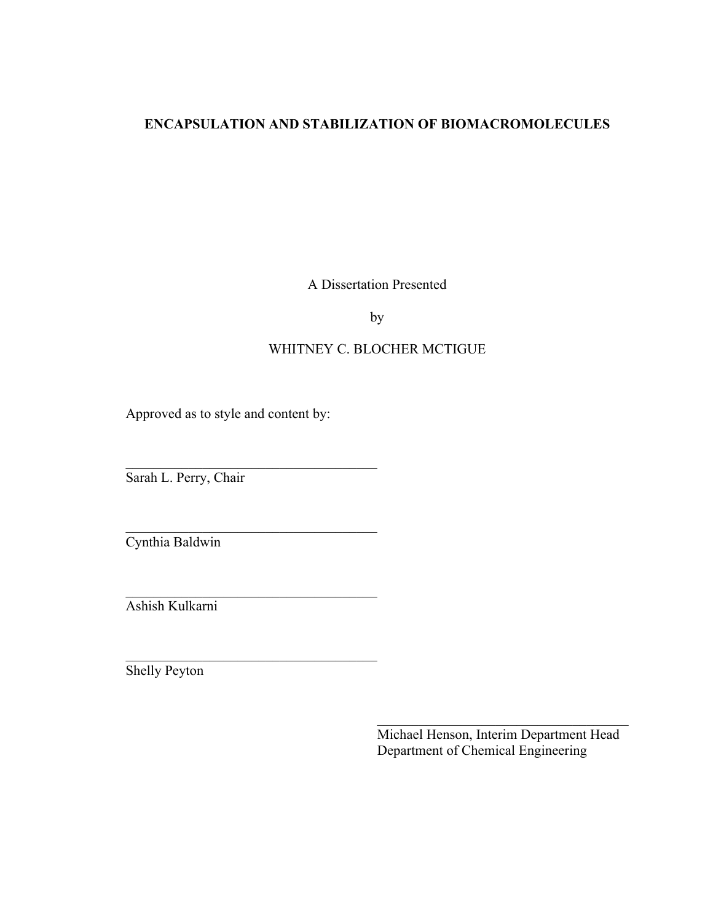**ENCAPSULATION AND STABILIZATION OF BIOMACROMOLECULES**

A Dissertation Presented

by

WHITNEY C. BLOCHER MCTIGUE

Approved as to style and content by:

\_\_\_\_\_\_\_\_\_\_\_\_\_\_\_\_\_\_\_\_\_\_\_\_\_\_\_\_\_\_\_\_\_\_\_\_\_\_\_
Sarah L. Perry, Chair

\_\_\_\_\_\_\_\_\_\_\_\_\_\_\_\_\_\_\_\_\_\_\_\_\_\_\_\_\_\_\_\_\_\_\_\_\_\_\_
Cynthia Baldwin

\_\_\_\_\_\_\_\_\_\_\_\_\_\_\_\_\_\_\_\_\_\_\_\_\_\_\_\_\_\_\_\_\_\_\_\_\_\_\_
Ashish Kulkarni

\_\_\_\_\_\_\_\_\_\_\_\_\_\_\_\_\_\_\_\_\_\_\_\_\_\_\_\_\_\_\_\_\_\_\_\_\_\_\_
Shelly Peyton

\_\_\_\_\_\_\_\_\_\_\_\_\_\_\_\_\_\_\_\_\_\_\_\_\_\_\_\_\_\_\_\_\_\_\_\_\_\_\_
Michael Henson, Interim Department Head
Department of Chemical Engineering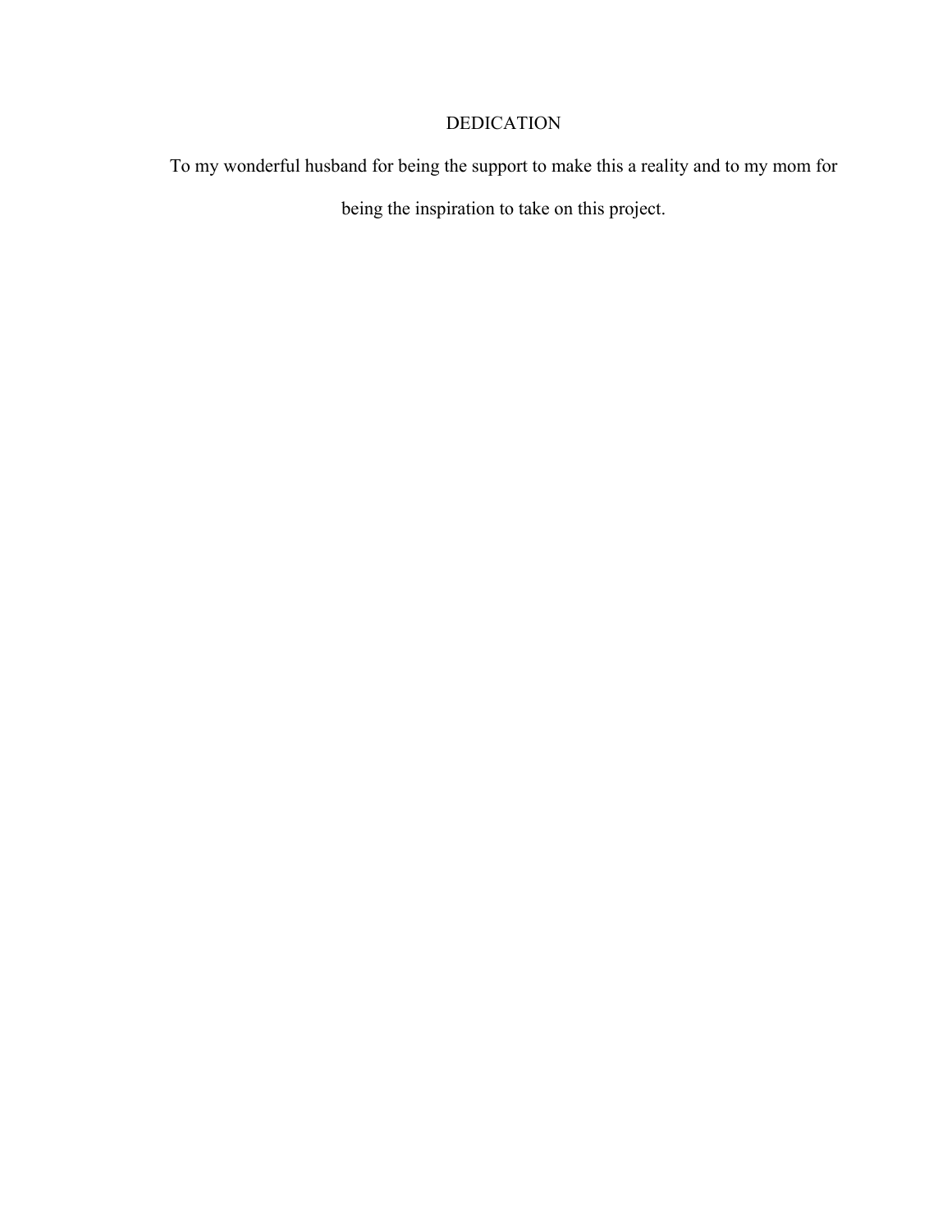# DEDICATION

To my wonderful husband for being the support to make this a reality and to my mom for being the inspiration to take on this project.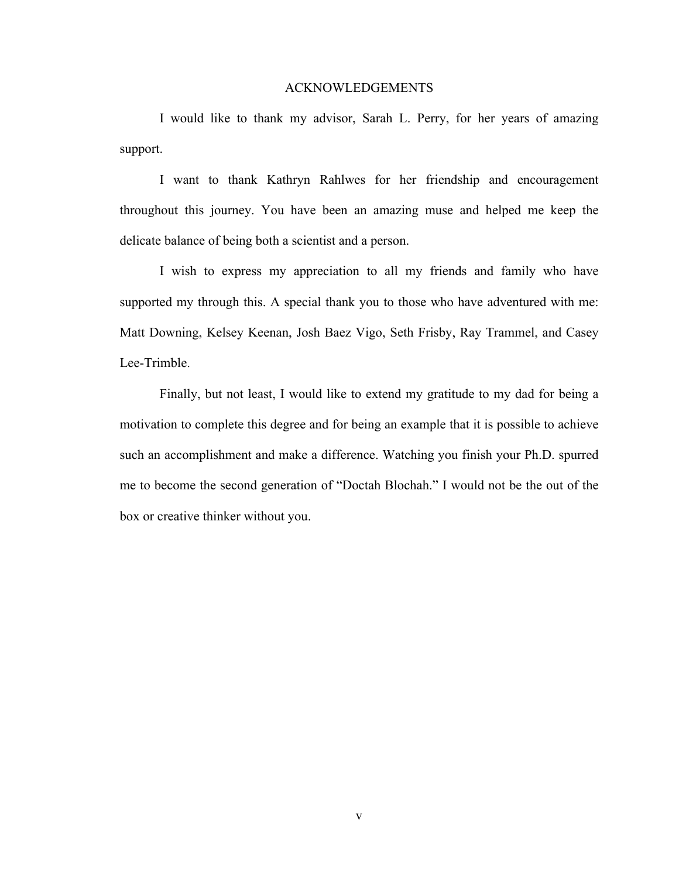# ACKNOWLEDGEMENTS

I would like to thank my advisor, Sarah L. Perry, for her years of amazing support.

I want to thank Kathryn Rahlwes for her friendship and encouragement throughout this journey. You have been an amazing muse and helped me keep the delicate balance of being both a scientist and a person.

I wish to express my appreciation to all my friends and family who have supported my through this. A special thank you to those who have adventured with me: Matt Downing, Kelsey Keenan, Josh Baez Vigo, Seth Frisby, Ray Trammel, and Casey Lee-Trimble.

Finally, but not least, I would like to extend my gratitude to my dad for being a motivation to complete this degree and for being an example that it is possible to achieve such an accomplishment and make a difference. Watching you finish your Ph.D. spurred me to become the second generation of "Doctah Blochah." I would not be the out of the box or creative thinker without you.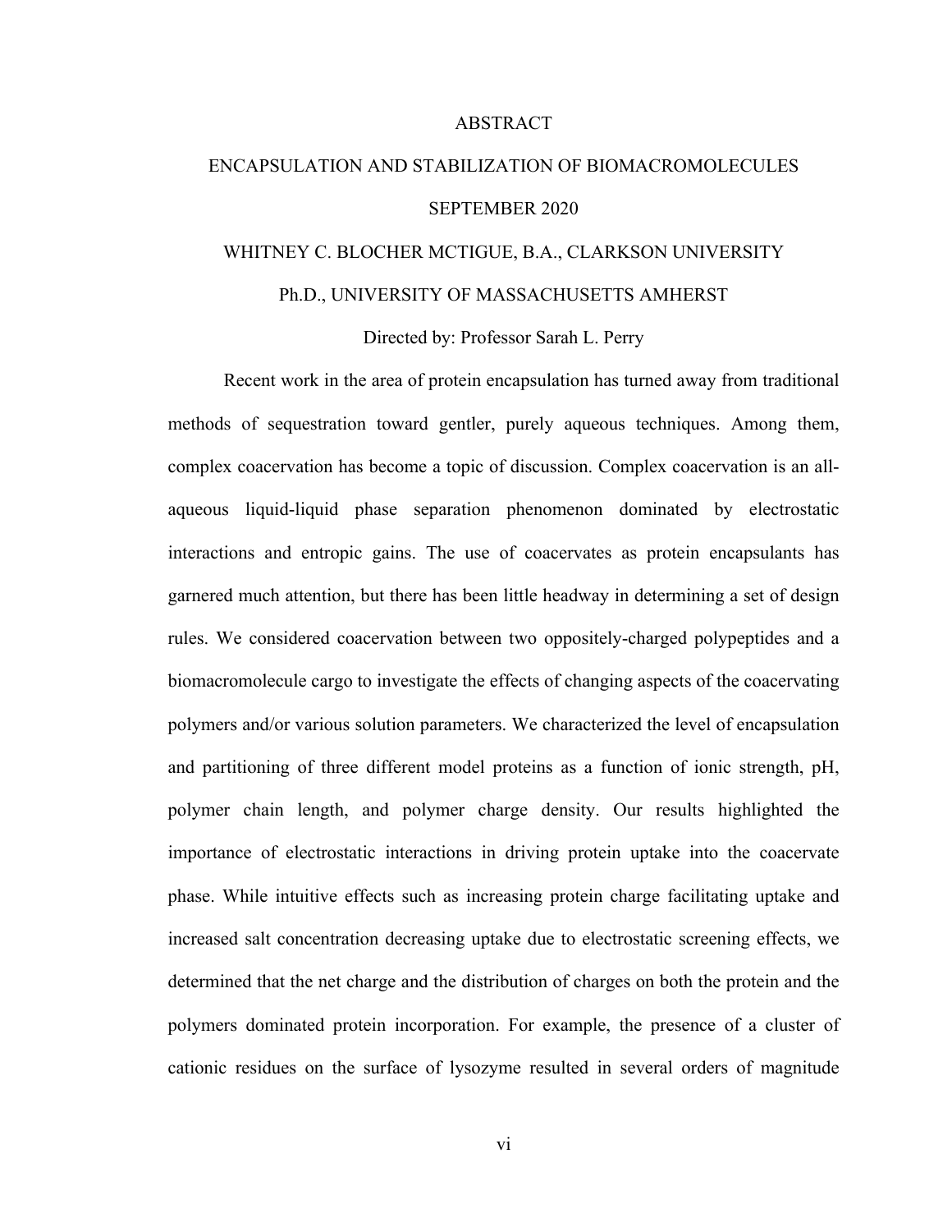# ABSTRACT

ENCAPSULATION AND STABILIZATION OF BIOMACROMOLECULES

SEPTEMBER 2020

WHITNEY C. BLOCHER MCTIGUE, B.A., CLARKSON UNIVERSITY

Ph.D., UNIVERSITY OF MASSACHUSETTS AMHERST

Directed by: Professor Sarah L. Perry

Recent work in the area of protein encapsulation has turned away from traditional methods of sequestration toward gentler, purely aqueous techniques. Among them, complex coacervation has become a topic of discussion. Complex coacervation is an all-aqueous liquid-liquid phase separation phenomenon dominated by electrostatic interactions and entropic gains. The use of coacervates as protein encapsulants has garnered much attention, but there has been little headway in determining a set of design rules. We considered coacervation between two oppositely-charged polypeptides and a biomacromolecule cargo to investigate the effects of changing aspects of the coacervating polymers and/or various solution parameters. We characterized the level of encapsulation and partitioning of three different model proteins as a function of ionic strength, pH, polymer chain length, and polymer charge density. Our results highlighted the importance of electrostatic interactions in driving protein uptake into the coacervate phase. While intuitive effects such as increasing protein charge facilitating uptake and increased salt concentration decreasing uptake due to electrostatic screening effects, we determined that the net charge and the distribution of charges on both the protein and the polymers dominated protein incorporation. For example, the presence of a cluster of cationic residues on the surface of lysozyme resulted in several orders of magnitude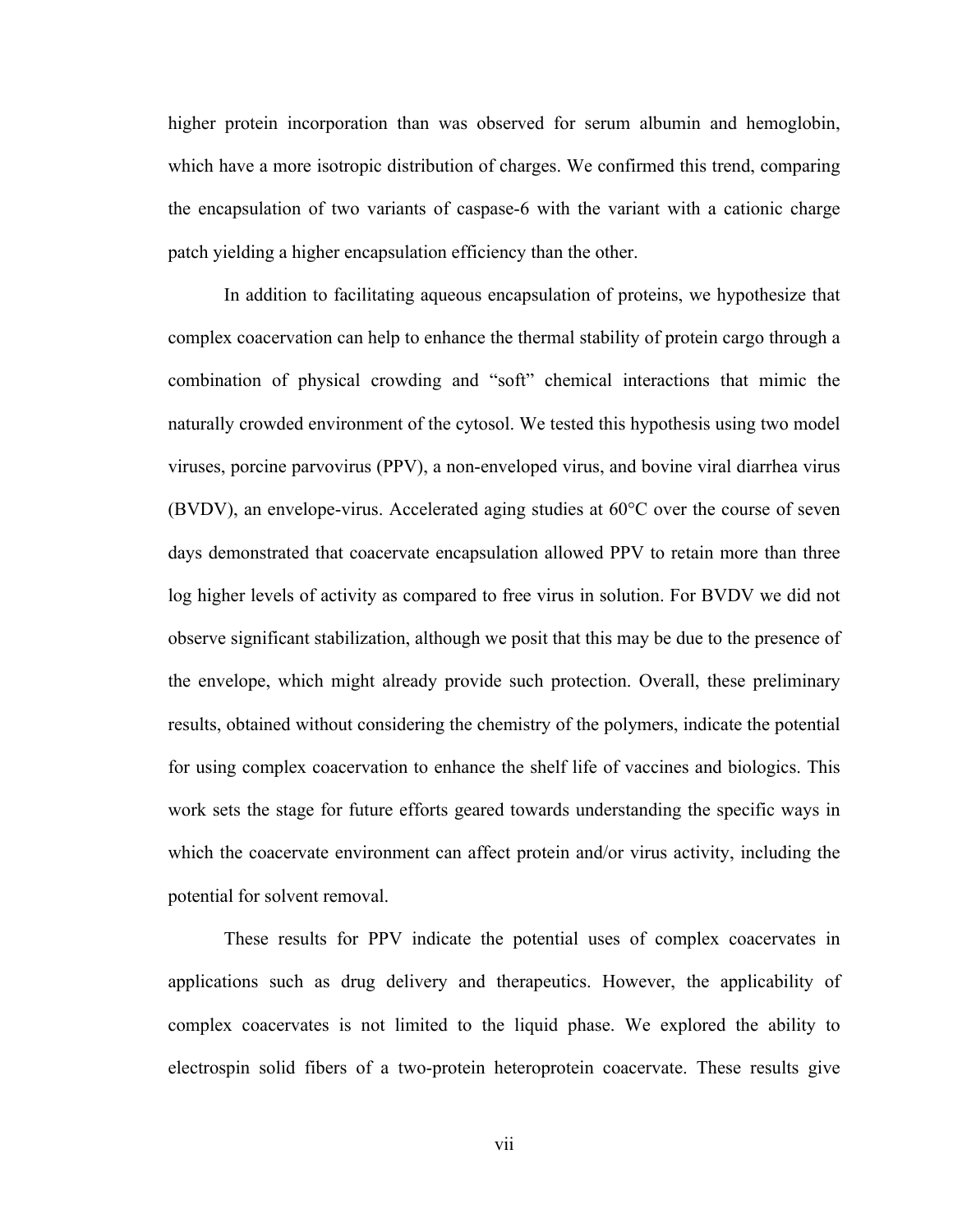higher protein incorporation than was observed for serum albumin and hemoglobin, which have a more isotropic distribution of charges. We confirmed this trend, comparing the encapsulation of two variants of caspase-6 with the variant with a cationic charge patch yielding a higher encapsulation efficiency than the other.

In addition to facilitating aqueous encapsulation of proteins, we hypothesize that complex coacervation can help to enhance the thermal stability of protein cargo through a combination of physical crowding and "soft" chemical interactions that mimic the naturally crowded environment of the cytosol. We tested this hypothesis using two model viruses, porcine parvovirus (PPV), a non-enveloped virus, and bovine viral diarrhea virus (BVDV), an envelope-virus. Accelerated aging studies at 60°C over the course of seven days demonstrated that coacervate encapsulation allowed PPV to retain more than three log higher levels of activity as compared to free virus in solution. For BVDV we did not observe significant stabilization, although we posit that this may be due to the presence of the envelope, which might already provide such protection. Overall, these preliminary results, obtained without considering the chemistry of the polymers, indicate the potential for using complex coacervation to enhance the shelf life of vaccines and biologics. This work sets the stage for future efforts geared towards understanding the specific ways in which the coacervate environment can affect protein and/or virus activity, including the potential for solvent removal.

These results for PPV indicate the potential uses of complex coacervates in applications such as drug delivery and therapeutics. However, the applicability of complex coacervates is not limited to the liquid phase. We explored the ability to electrospin solid fibers of a two-protein heteroprotein coacervate. These results give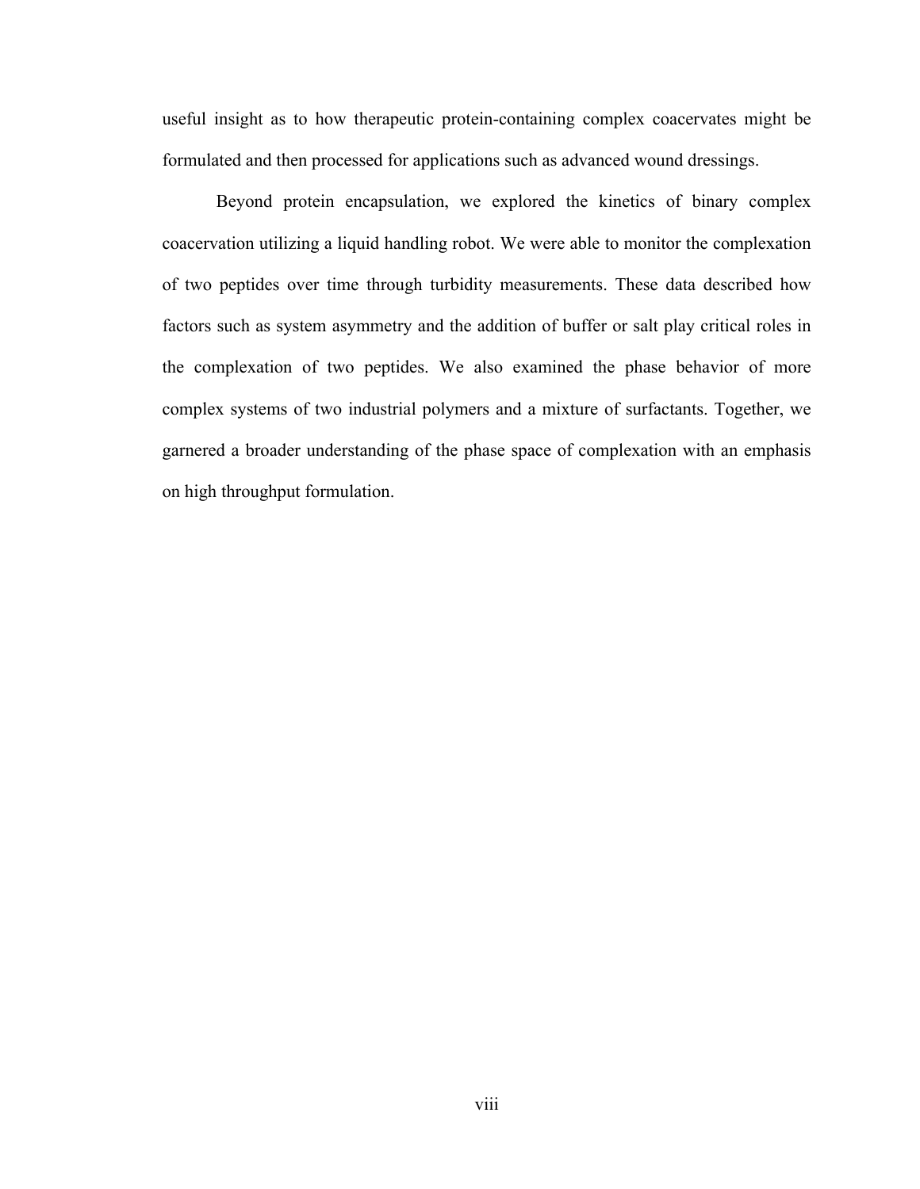useful insight as to how therapeutic protein-containing complex coacervates might be formulated and then processed for applications such as advanced wound dressings.

Beyond protein encapsulation, we explored the kinetics of binary complex coacervation utilizing a liquid handling robot. We were able to monitor the complexation of two peptides over time through turbidity measurements. These data described how factors such as system asymmetry and the addition of buffer or salt play critical roles in the complexation of two peptides. We also examined the phase behavior of more complex systems of two industrial polymers and a mixture of surfactants. Together, we garnered a broader understanding of the phase space of complexation with an emphasis on high throughput formulation.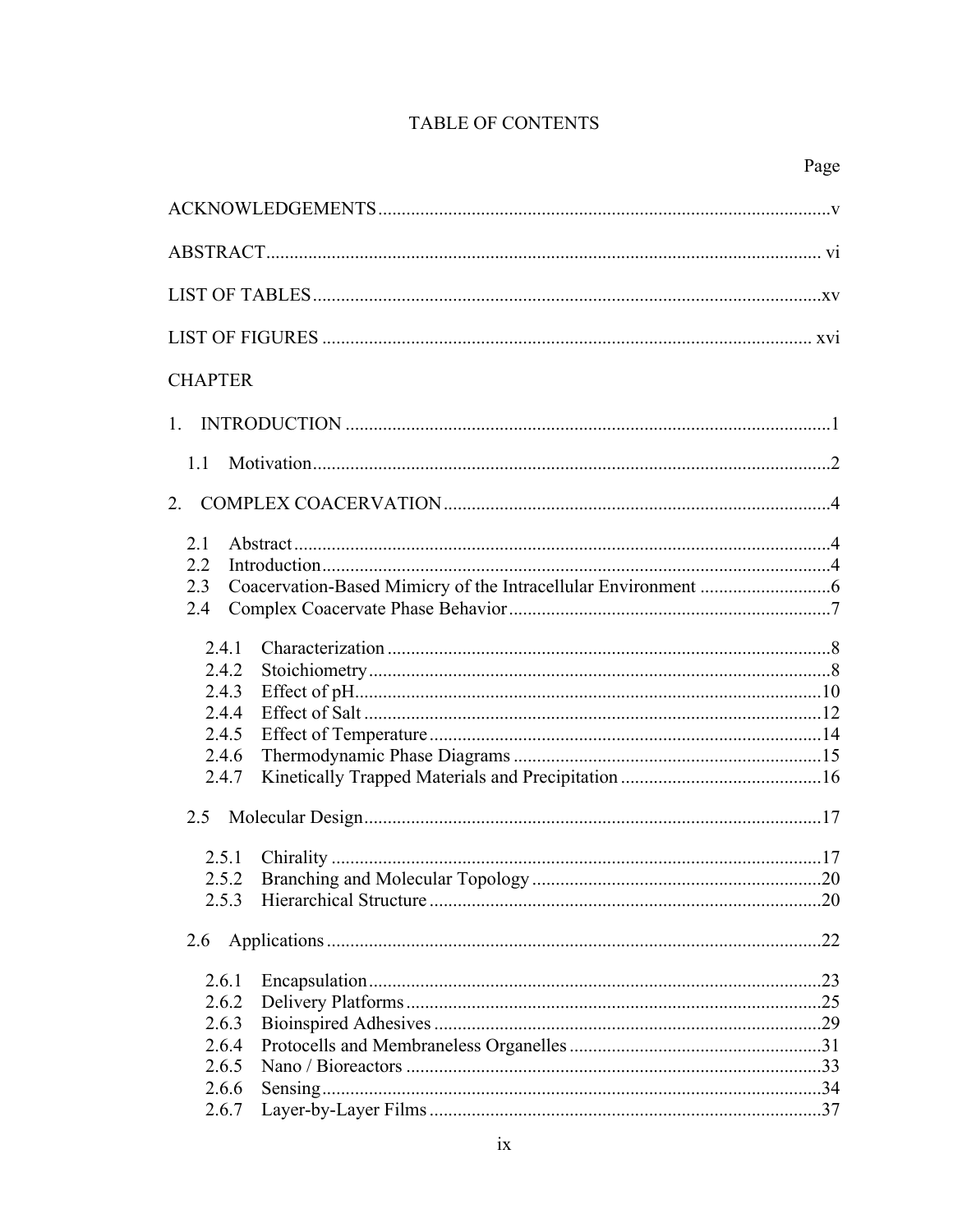# TABLE OF CONTENTS

Page

ACKNOWLEDGEMENTS................................................................................................v

ABSTRACT...................................................................................................... vi

LIST OF TABLES...........................................................................................................xv

LIST OF FIGURES ....................................................................................... xvi

CHAPTER

1. INTRODUCTION .......................................................................................................1

   1.1 Motivation..............................................................................................................2

2. COMPLEX COACERVATION..................................................................................4

   2.1 Abstract..................................................................................................................4
   2.2 Introduction............................................................................................................4
   2.3 Coacervation-Based Mimicry of the Intracellular Environment ............................6
   2.4 Complex Coacervate Phase Behavior....................................................................7

      2.4.1 Characterization ..............................................................................................8
      2.4.2 Stoichiometry..................................................................................................8
      2.4.3 Effect of pH..................................................................................................10
      2.4.4 Effect of Salt .................................................................................................12
      2.4.5 Effect of Temperature...................................................................................14
      2.4.6 Thermodynamic Phase Diagrams .................................................................15
      2.4.7 Kinetically Trapped Materials and Precipitation ...........................................16

   2.5 Molecular Design.................................................................................................17

      2.5.1 Chirality .........................................................................................................17
      2.5.2 Branching and Molecular Topology .............................................................20
      2.5.3 Hierarchical Structure ...................................................................................20

   2.6 Applications .........................................................................................................22

      2.6.1 Encapsulation................................................................................................23
      2.6.2 Delivery Platforms........................................................................................25
      2.6.3 Bioinspired Adhesives ..................................................................................29
      2.6.4 Protocells and Membraneless Organelles......................................................31
      2.6.5 Nano / Bioreactors ........................................................................................33
      2.6.6 Sensing..........................................................................................................34
      2.6.7 Layer-by-Layer Films ...................................................................................37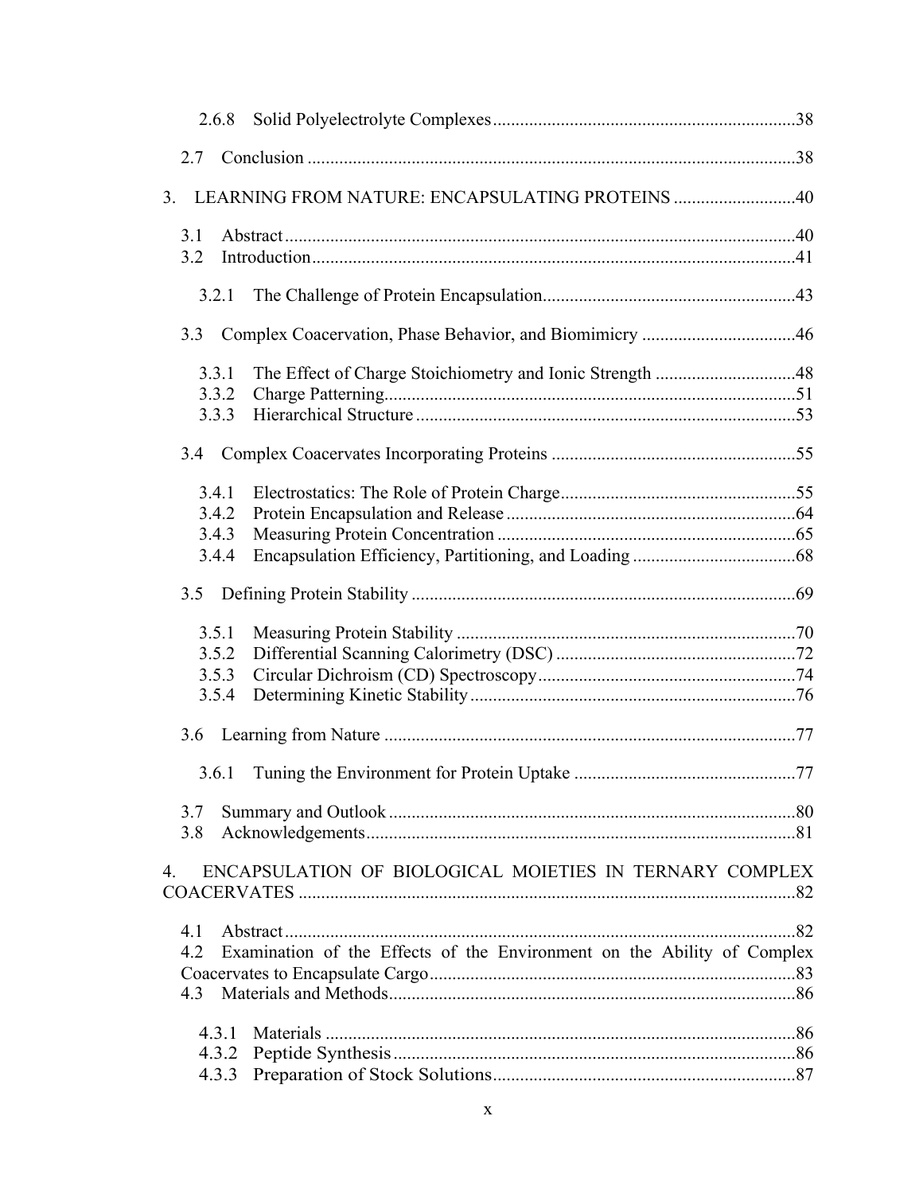2.6.8 Solid Polyelectrolyte Complexes .................................................................38

2.7 Conclusion ..........................................................................................................38

3. LEARNING FROM NATURE: ENCAPSULATING PROTEINS ..........................40

3.1 Abstract ................................................................................................................40

3.2 Introduction..........................................................................................................41

3.2.1 The Challenge of Protein Encapsulation.......................................................43

3.3 Complex Coacervation, Phase Behavior, and Biomimicry .................................46

3.3.1 The Effect of Charge Stoichiometry and Ionic Strength ..............................48

3.3.2 Charge Patterning..........................................................................................51

3.3.3 Hierarchical Structure ...................................................................................53

3.4 Complex Coacervates Incorporating Proteins .....................................................55

3.4.1 Electrostatics: The Role of Protein Charge...................................................55

3.4.2 Protein Encapsulation and Release ...............................................................64

3.4.3 Measuring Protein Concentration .................................................................65

3.4.4 Encapsulation Efficiency, Partitioning, and Loading ...................................68

3.5 Defining Protein Stability ....................................................................................69

3.5.1 Measuring Protein Stability ..........................................................................70

3.5.2 Differential Scanning Calorimetry (DSC) ....................................................72

3.5.3 Circular Dichroism (CD) Spectroscopy........................................................74

3.5.4 Determining Kinetic Stability .......................................................................76

3.6 Learning from Nature ..........................................................................................77

3.6.1 Tuning the Environment for Protein Uptake ................................................77

3.7 Summary and Outlook .........................................................................................80

3.8 Acknowledgements..............................................................................................81

4. ENCAPSULATION OF BIOLOGICAL MOIETIES IN TERNARY COMPLEX COACERVATES ..........................................................................................................82

4.1 Abstract ................................................................................................................82

4.2 Examination of the Effects of the Environment on the Ability of Complex Coacervates to Encapsulate Cargo................................................................................83

4.3 Materials and Methods.........................................................................................86

4.3.1 Materials .......................................................................................................86

4.3.2 Peptide Synthesis ..........................................................................................86

4.3.3 Preparation of Stock Solutions......................................................................87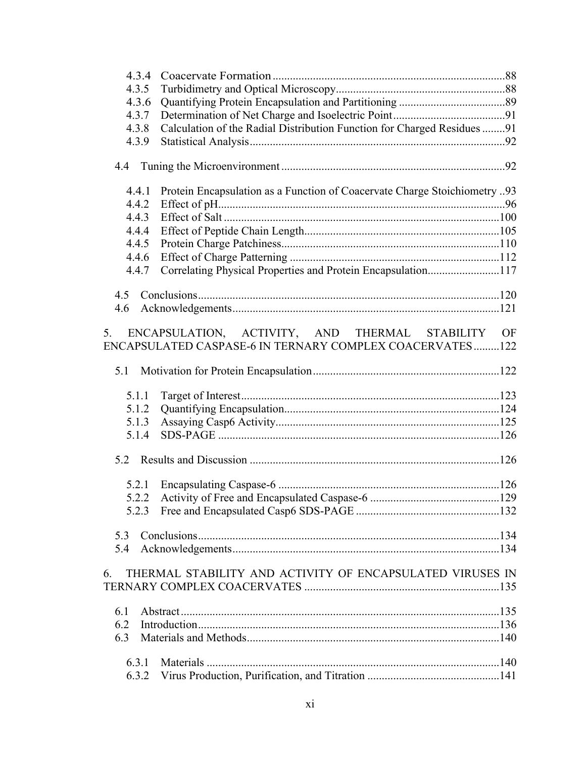4.3.4 Coacervate Formation ................................................................................88
4.3.5 Turbidimetry and Optical Microscopy...........................................................88
4.3.6 Quantifying Protein Encapsulation and Partitioning .....................................89
4.3.7 Determination of Net Charge and Isoelectric Point.......................................91
4.3.8 Calculation of the Radial Distribution Function for Charged Residues ........91
4.3.9 Statistical Analysis........................................................................................92

4.4 Tuning the Microenvironment .............................................................................92

4.4.1 Protein Encapsulation as a Function of Coacervate Charge Stoichiometry ..93
4.4.2 Effect of pH...................................................................................................96
4.4.3 Effect of Salt ................................................................................................100
4.4.4 Effect of Peptide Chain Length....................................................................105
4.4.5 Protein Charge Patchiness............................................................................110
4.4.6 Effect of Charge Patterning .........................................................................112
4.4.7 Correlating Physical Properties and Protein Encapsulation.........................117

4.5 Conclusions.........................................................................................................120
4.6 Acknowledgements.............................................................................................121

5. ENCAPSULATION, ACTIVITY, AND THERMAL STABILITY OF ENCAPSULATED CASPASE-6 IN TERNARY COMPLEX COACERVATES .........122

5.1 Motivation for Protein Encapsulation.................................................................122

5.1.1 Target of Interest..........................................................................................123
5.1.2 Quantifying Encapsulation...........................................................................124
5.1.3 Assaying Casp6 Activity..............................................................................125
5.1.4 SDS-PAGE ..................................................................................................126

5.2 Results and Discussion .......................................................................................126

5.2.1 Encapsulating Caspase-6 .............................................................................126
5.2.2 Activity of Free and Encapsulated Caspase-6 .............................................129
5.2.3 Free and Encapsulated Casp6 SDS-PAGE ..................................................132

5.3 Conclusions.........................................................................................................134
5.4 Acknowledgements.............................................................................................134

6. THERMAL STABILITY AND ACTIVITY OF ENCAPSULATED VIRUSES IN TERNARY COMPLEX COACERVATES ....................................................................135

6.1 Abstract...............................................................................................................135
6.2 Introduction.........................................................................................................136
6.3 Materials and Methods........................................................................................140

6.3.1 Materials ......................................................................................................140
6.3.2 Virus Production, Purification, and Titration ..............................................141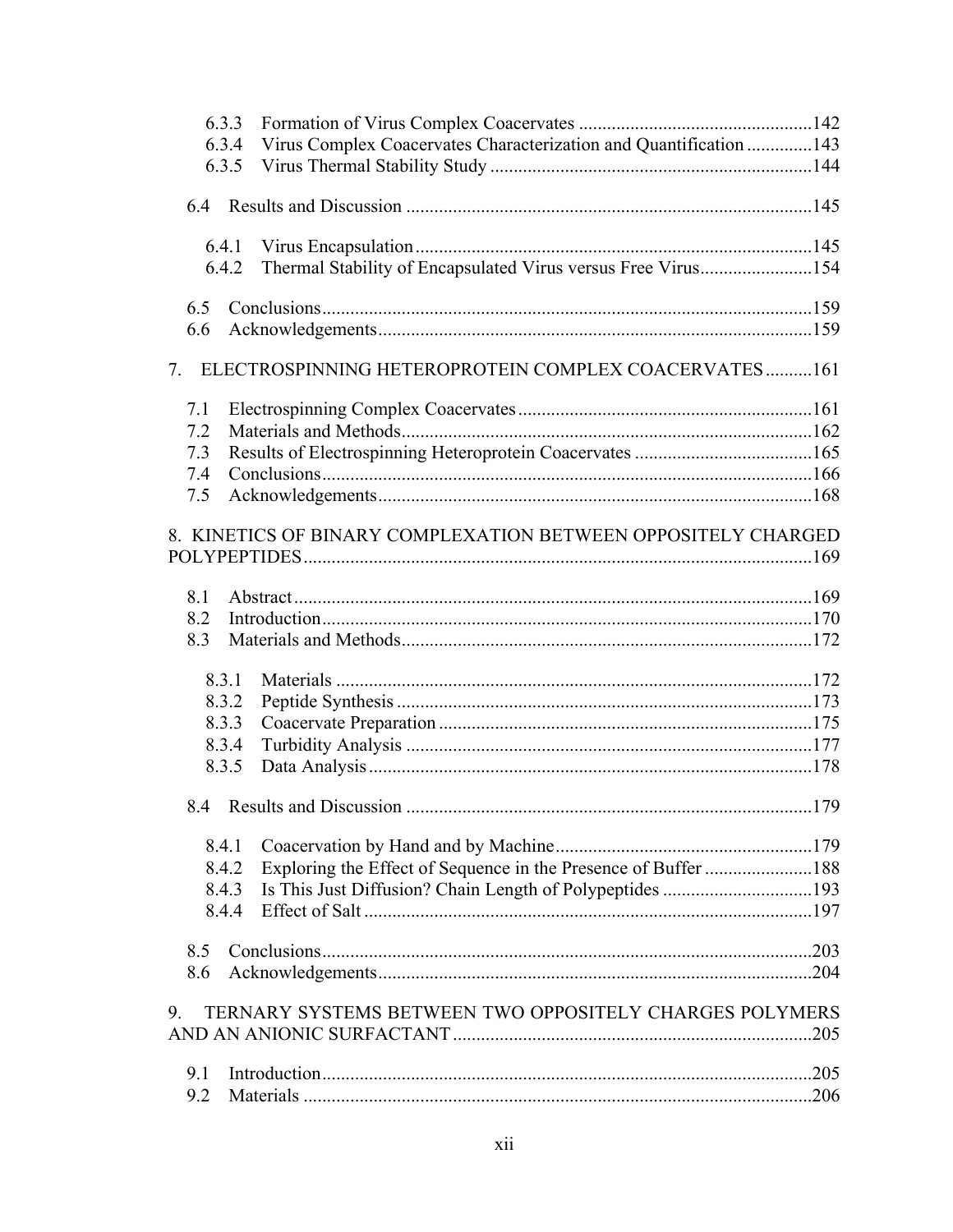6.3.3 Formation of Virus Complex Coacervates .................................................142
6.3.4 Virus Complex Coacervates Characterization and Quantification ..............143
6.3.5 Virus Thermal Stability Study ....................................................................144

6.4 Results and Discussion ......................................................................................145

6.4.1 Virus Encapsulation ....................................................................................145
6.4.2 Thermal Stability of Encapsulated Virus versus Free Virus........................154

6.5 Conclusions........................................................................................................159
6.6 Acknowledgements............................................................................................159

7. ELECTROSPINNING HETEROPROTEIN COMPLEX COACERVATES..........161

7.1 Electrospinning Complex Coacervates...............................................................161
7.2 Materials and Methods.......................................................................................162
7.3 Results of Electrospinning Heteroprotein Coacervates ......................................165
7.4 Conclusions........................................................................................................166
7.5 Acknowledgements............................................................................................168

8. KINETICS OF BINARY COMPLEXATION BETWEEN OPPOSITELY CHARGED POLYPEPTIDES............................................................................................169

8.1 Abstract ..............................................................................................................169
8.2 Introduction........................................................................................................170
8.3 Materials and Methods.......................................................................................172

8.3.1 Materials .....................................................................................................172
8.3.2 Peptide Synthesis ........................................................................................173
8.3.3 Coacervate Preparation ...............................................................................175
8.3.4 Turbidity Analysis ......................................................................................177
8.3.5 Data Analysis ..............................................................................................178

8.4 Results and Discussion ......................................................................................179

8.4.1 Coacervation by Hand and by Machine.......................................................179
8.4.2 Exploring the Effect of Sequence in the Presence of Buffer .......................188
8.4.3 Is This Just Diffusion? Chain Length of Polypeptides ................................193
8.4.4 Effect of Salt ...............................................................................................197

8.5 Conclusions........................................................................................................203
8.6 Acknowledgements............................................................................................204

9. TERNARY SYSTEMS BETWEEN TWO OPPOSITELY CHARGES POLYMERS AND AN ANIONIC SURFACTANT............................................................................205

9.1 Introduction........................................................................................................205
9.2 Materials ............................................................................................................206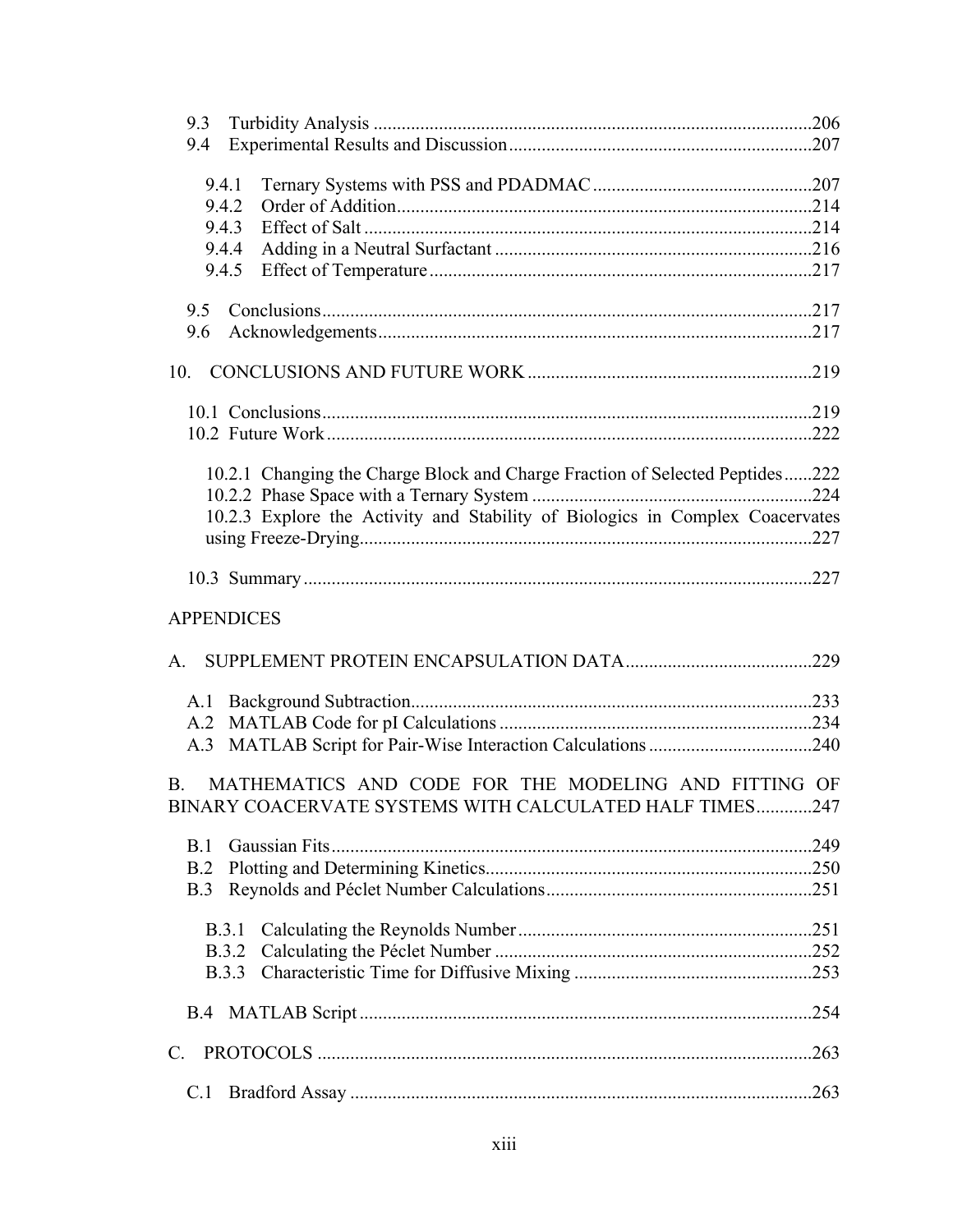9.3 Turbidity Analysis .......... 206
9.4 Experimental Results and Discussion .......... 207

- 9.4.1 Ternary Systems with PSS and PDADMAC .......... 207
- 9.4.2 Order of Addition .......... 214
- 9.4.3 Effect of Salt .......... 214
- 9.4.4 Adding in a Neutral Surfactant .......... 216
- 9.4.5 Effect of Temperature .......... 217

9.5 Conclusions .......... 217
9.6 Acknowledgements .......... 217

10. CONCLUSIONS AND FUTURE WORK .......... 219

10.1 Conclusions .......... 219
10.2 Future Work .......... 222

- 10.2.1 Changing the Charge Block and Charge Fraction of Selected Peptides .......... 222
- 10.2.2 Phase Space with a Ternary System .......... 224
- 10.2.3 Explore the Activity and Stability of Biologics in Complex Coacervates using Freeze-Drying .......... 227

10.3 Summary .......... 227

APPENDICES

A. SUPPLEMENT PROTEIN ENCAPSULATION DATA .......... 229

A.1 Background Subtraction .......... 233
A.2 MATLAB Code for pI Calculations .......... 234
A.3 MATLAB Script for Pair-Wise Interaction Calculations .......... 240

B. MATHEMATICS AND CODE FOR THE MODELING AND FITTING OF BINARY COACERVATE SYSTEMS WITH CALCULATED HALF TIMES .......... 247

B.1 Gaussian Fits .......... 249
B.2 Plotting and Determining Kinetics .......... 250
B.3 Reynolds and Péclet Number Calculations .......... 251

- B.3.1 Calculating the Reynolds Number .......... 251
- B.3.2 Calculating the Péclet Number .......... 252
- B.3.3 Characteristic Time for Diffusive Mixing .......... 253

B.4 MATLAB Script .......... 254

C. PROTOCOLS .......... 263

C.1 Bradford Assay .......... 263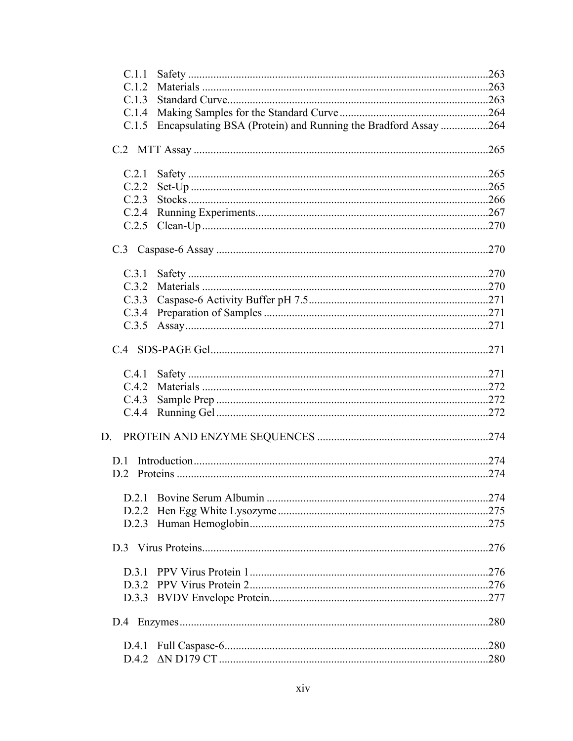C.1.1 Safety ..........263
C.1.2 Materials ..........263
C.1.3 Standard Curve..........263
C.1.4 Making Samples for the Standard Curve..........264
C.1.5 Encapsulating BSA (Protein) and Running the Bradford Assay..........264

C.2 MTT Assay..........265

C.2.1 Safety..........265
C.2.2 Set-Up..........265
C.2.3 Stocks..........266
C.2.4 Running Experiments..........267
C.2.5 Clean-Up..........270

C.3 Caspase-6 Assay..........270

C.3.1 Safety..........270
C.3.2 Materials..........270
C.3.3 Caspase-6 Activity Buffer pH 7.5..........271
C.3.4 Preparation of Samples..........271
C.3.5 Assay..........271

C.4 SDS-PAGE Gel..........271

C.4.1 Safety..........271
C.4.2 Materials..........272
C.4.3 Sample Prep..........272
C.4.4 Running Gel..........272

D. PROTEIN AND ENZYME SEQUENCES..........274

D.1 Introduction..........274
D.2 Proteins..........274

D.2.1 Bovine Serum Albumin..........274
D.2.2 Hen Egg White Lysozyme..........275
D.2.3 Human Hemoglobin..........275

D.3 Virus Proteins..........276

D.3.1 PPV Virus Protein 1..........276
D.3.2 PPV Virus Protein 2..........276
D.3.3 BVDV Envelope Protein..........277

D.4 Enzymes..........280

D.4.1 Full Caspase-6..........280
D.4.2 ΔN D179 CT..........280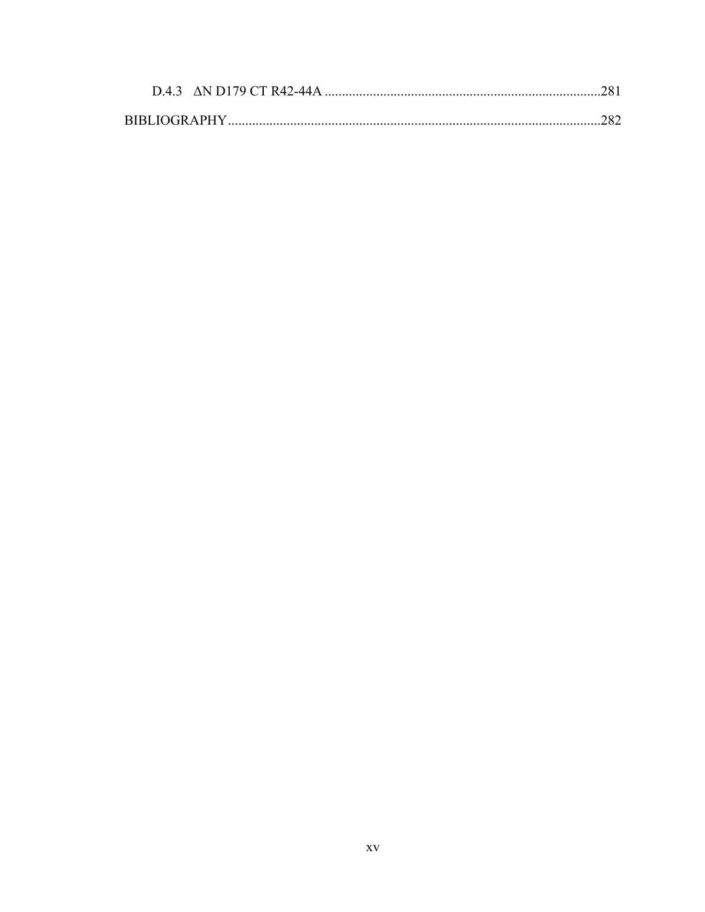D.4.3 ΔN D179 CT R42-44A ............................................................................... 281

BIBLIOGRAPHY ........................................................................................................... 282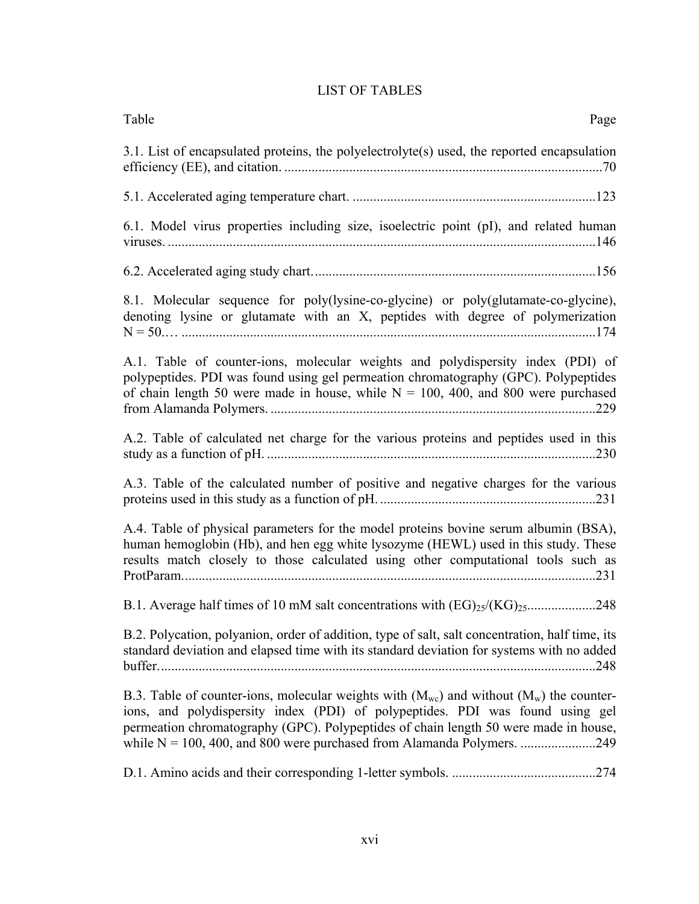# LIST OF TABLES

Table Page

3.1. List of encapsulated proteins, the polyelectrolyte(s) used, the reported encapsulation efficiency (EE), and citation. ............................................................................................70

5.1. Accelerated aging temperature chart. .......................................................................123

6.1. Model virus properties including size, isoelectric point (pI), and related human viruses. ............................................................................................................................146

6.2. Accelerated aging study chart. ..................................................................................156

8.1. Molecular sequence for poly(lysine-co-glycine) or poly(glutamate-co-glycine), denoting lysine or glutamate with an X, peptides with degree of polymerization N = 50.… ........................................................................................................................174

A.1. Table of counter-ions, molecular weights and polydispersity index (PDI) of polypeptides. PDI was found using gel permeation chromatography (GPC). Polypeptides of chain length 50 were made in house, while N = 100, 400, and 800 were purchased from Alamanda Polymers. ..............................................................................................229

A.2. Table of calculated net charge for the various proteins and peptides used in this study as a function of pH. ...............................................................................................230

A.3. Table of the calculated number of positive and negative charges for the various proteins used in this study as a function of pH. ..............................................................231

A.4. Table of physical parameters for the model proteins bovine serum albumin (BSA), human hemoglobin (Hb), and hen egg white lysozyme (HEWL) used in this study. These results match closely to those calculated using other computational tools such as ProtParam. .......................................................................................................................231

B.1. Average half times of 10 mM salt concentrations with $(EG)_{25}/(KG)_{25}$ ...................248

B.2. Polycation, polyanion, order of addition, type of salt, salt concentration, half time, its standard deviation and elapsed time with its standard deviation for systems with no added buffer. ..............................................................................................................................248

B.3. Table of counter-ions, molecular weights with ($M_{wc}$) and without ($M_w$) the counter-ions, and polydispersity index (PDI) of polypeptides. PDI was found using gel permeation chromatography (GPC). Polypeptides of chain length 50 were made in house, while N = 100, 400, and 800 were purchased from Alamanda Polymers. ......................249

D.1. Amino acids and their corresponding 1-letter symbols. ..........................................274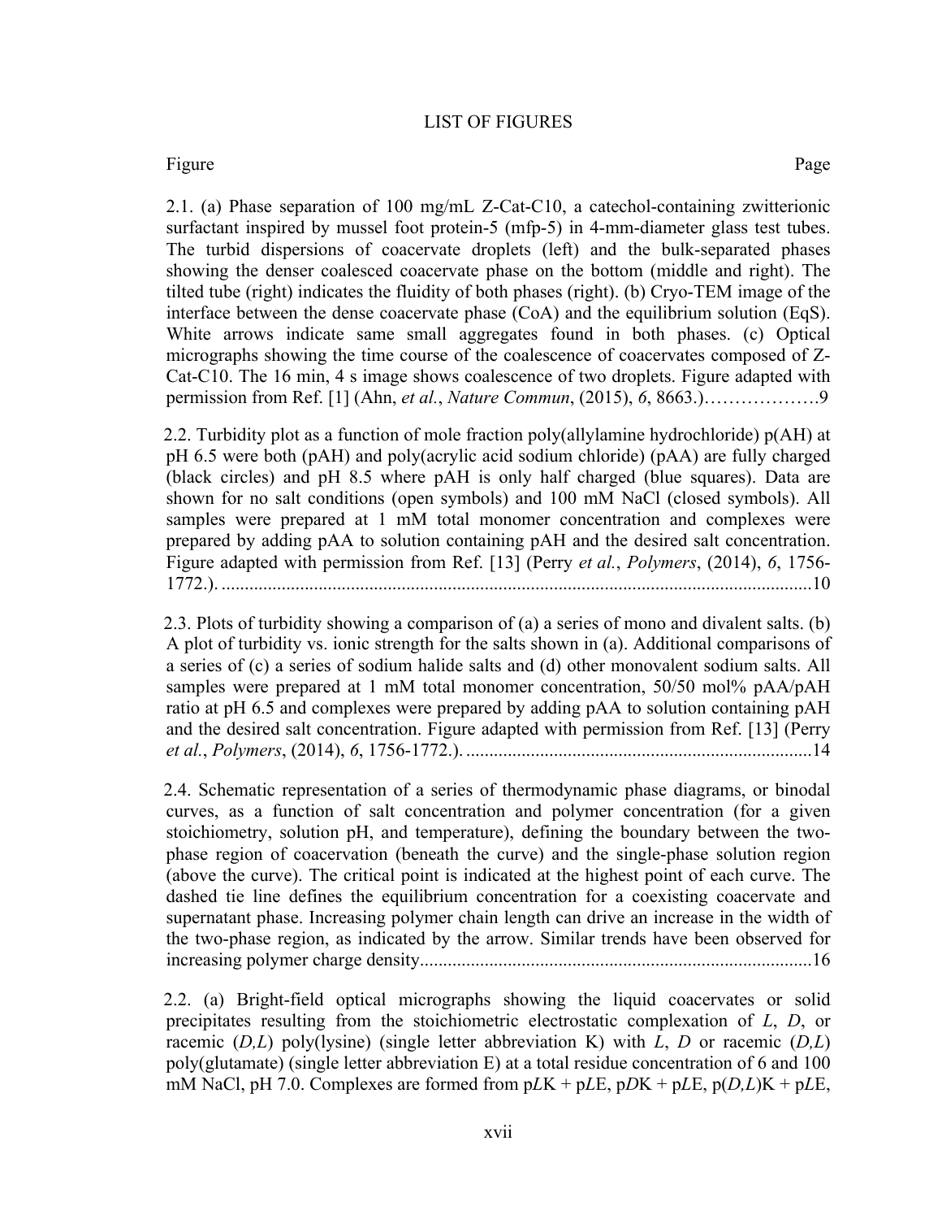# LIST OF FIGURES

Figure Page

2.1. (a) Phase separation of 100 mg/mL Z-Cat-C10, a catechol-containing zwitterionic surfactant inspired by mussel foot protein-5 (mfp-5) in 4-mm-diameter glass test tubes. The turbid dispersions of coacervate droplets (left) and the bulk-separated phases showing the denser coalesced coacervate phase on the bottom (middle and right). The tilted tube (right) indicates the fluidity of both phases (right). (b) Cryo-TEM image of the interface between the dense coacervate phase (CoA) and the equilibrium solution (EqS). White arrows indicate same small aggregates found in both phases. (c) Optical micrographs showing the time course of the coalescence of coacervates composed of Z-Cat-C10. The 16 min, 4 s image shows coalescence of two droplets. Figure adapted with permission from Ref. [1] (Ahn, *et al.*, *Nature Commun*, (2015), *6*, 8663.)……………….9

2.2. Turbidity plot as a function of mole fraction poly(allylamine hydrochloride) p(AH) at pH 6.5 were both (pAH) and poly(acrylic acid sodium chloride) (pAA) are fully charged (black circles) and pH 8.5 where pAH is only half charged (blue squares). Data are shown for no salt conditions (open symbols) and 100 mM NaCl (closed symbols). All samples were prepared at 1 mM total monomer concentration and complexes were prepared by adding pAA to solution containing pAH and the desired salt concentration. Figure adapted with permission from Ref. [13] (Perry *et al.*, *Polymers*, (2014), *6*, 1756-1772.). ................................................................................................................................10

2.3. Plots of turbidity showing a comparison of (a) a series of mono and divalent salts. (b) A plot of turbidity vs. ionic strength for the salts shown in (a). Additional comparisons of a series of (c) a series of sodium halide salts and (d) other monovalent sodium salts. All samples were prepared at 1 mM total monomer concentration, 50/50 mol% pAA/pAH ratio at pH 6.5 and complexes were prepared by adding pAA to solution containing pAH and the desired salt concentration. Figure adapted with permission from Ref. [13] (Perry *et al.*, *Polymers*, (2014), *6*, 1756-1772.). ..........................................................................14

2.4. Schematic representation of a series of thermodynamic phase diagrams, or binodal curves, as a function of salt concentration and polymer concentration (for a given stoichiometry, solution pH, and temperature), defining the boundary between the two-phase region of coacervation (beneath the curve) and the single-phase solution region (above the curve). The critical point is indicated at the highest point of each curve. The dashed tie line defines the equilibrium concentration for a coexisting coacervate and supernatant phase. Increasing polymer chain length can drive an increase in the width of the two-phase region, as indicated by the arrow. Similar trends have been observed for increasing polymer charge density....................................................................................16

2.2. (a) Bright-field optical micrographs showing the liquid coacervates or solid precipitates resulting from the stoichiometric electrostatic complexation of *L*, *D*, or racemic (*D,L*) poly(lysine) (single letter abbreviation K) with *L*, *D* or racemic (*D,L*) poly(glutamate) (single letter abbreviation E) at a total residue concentration of 6 and 100 mM NaCl, pH 7.0. Complexes are formed from p*L*K + p*L*E, p*D*K + p*L*E, p(*D,L*)K + p*L*E,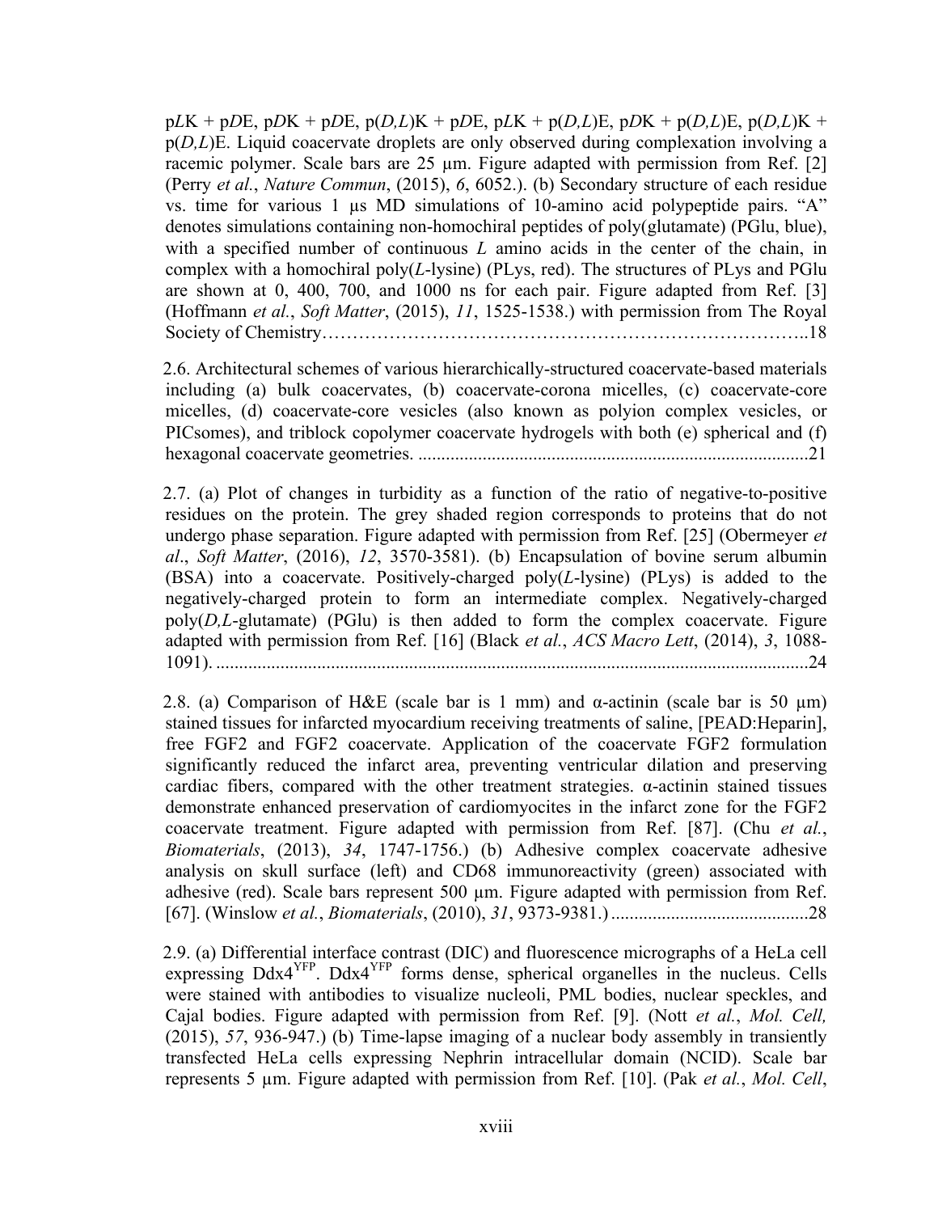p*L*K + p*D*E, p*D*K + p*D*E, p(*D,L*)K + p*D*E, p*L*K + p(*D,L*)E, p*D*K + p(*D,L*)E, p(*D,L*)K + p(*D,L*)E. Liquid coacervate droplets are only observed during complexation involving a racemic polymer. Scale bars are 25 µm. Figure adapted with permission from Ref. [2] (Perry *et al.*, *Nature Commun*, (2015), *6*, 6052.). (b) Secondary structure of each residue vs. time for various 1 µs MD simulations of 10-amino acid polypeptide pairs. "A" denotes simulations containing non-homochiral peptides of poly(glutamate) (PGlu, blue), with a specified number of continuous *L* amino acids in the center of the chain, in complex with a homochiral poly(*L*-lysine) (PLys, red). The structures of PLys and PGlu are shown at 0, 400, 700, and 1000 ns for each pair. Figure adapted from Ref. [3] (Hoffmann *et al.*, *Soft Matter*, (2015), *11*, 1525-1538.) with permission from The Royal Society of Chemistry…………………………………………………………………..18

2.6. Architectural schemes of various hierarchically-structured coacervate-based materials including (a) bulk coacervates, (b) coacervate-corona micelles, (c) coacervate-core micelles, (d) coacervate-core vesicles (also known as polyion complex vesicles, or PICsomes), and triblock copolymer coacervate hydrogels with both (e) spherical and (f) hexagonal coacervate geometries. ....................................................................................21

2.7. (a) Plot of changes in turbidity as a function of the ratio of negative-to-positive residues on the protein. The grey shaded region corresponds to proteins that do not undergo phase separation. Figure adapted with permission from Ref. [25] (Obermeyer *et al*., *Soft Matter*, (2016), *12*, 3570-3581). (b) Encapsulation of bovine serum albumin (BSA) into a coacervate. Positively-charged poly(*L*-lysine) (PLys) is added to the negatively-charged protein to form an intermediate complex. Negatively-charged poly(*D,L*-glutamate) (PGlu) is then added to form the complex coacervate. Figure adapted with permission from Ref. [16] (Black *et al.*, *ACS Macro Lett*, (2014), *3*, 1088-1091). ................................................................................................................................24

2.8. (a) Comparison of H&E (scale bar is 1 mm) and α-actinin (scale bar is 50 µm) stained tissues for infarcted myocardium receiving treatments of saline, [PEAD:Heparin], free FGF2 and FGF2 coacervate. Application of the coacervate FGF2 formulation significantly reduced the infarct area, preventing ventricular dilation and preserving cardiac fibers, compared with the other treatment strategies. α-actinin stained tissues demonstrate enhanced preservation of cardiomyocites in the infarct zone for the FGF2 coacervate treatment. Figure adapted with permission from Ref. [87]. (Chu *et al.*, *Biomaterials*, (2013), *34*, 1747-1756.) (b) Adhesive complex coacervate adhesive analysis on skull surface (left) and CD68 immunoreactivity (green) associated with adhesive (red). Scale bars represent 500 µm. Figure adapted with permission from Ref. [67]. (Winslow *et al.*, *Biomaterials*, (2010), *31*, 9373-9381.) ...........................................28

2.9. (a) Differential interface contrast (DIC) and fluorescence micrographs of a HeLa cell expressing $\text{Ddx4}^{\text{YFP}}$. $\text{Ddx4}^{\text{YFP}}$ forms dense, spherical organelles in the nucleus. Cells were stained with antibodies to visualize nucleoli, PML bodies, nuclear speckles, and Cajal bodies. Figure adapted with permission from Ref. [9]. (Nott *et al.*, *Mol. Cell,* (2015), *57*, 936-947.) (b) Time-lapse imaging of a nuclear body assembly in transiently transfected HeLa cells expressing Nephrin intracellular domain (NCID). Scale bar represents 5 µm. Figure adapted with permission from Ref. [10]. (Pak *et al.*, *Mol. Cell*,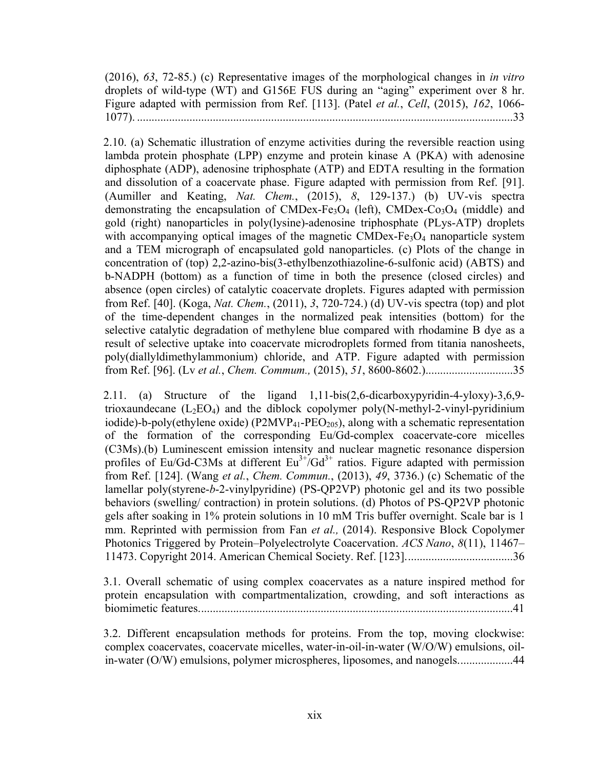(2016), *63*, 72-85.) (c) Representative images of the morphological changes in *in vitro* droplets of wild-type (WT) and G156E FUS during an "aging" experiment over 8 hr. Figure adapted with permission from Ref. [113]. (Patel *et al.*, *Cell*, (2015), *162*, 1066-1077). ..................................................................................................................................33

2.10. (a) Schematic illustration of enzyme activities during the reversible reaction using lambda protein phosphate (LPP) enzyme and protein kinase A (PKA) with adenosine diphosphate (ADP), adenosine triphosphate (ATP) and EDTA resulting in the formation and dissolution of a coacervate phase. Figure adapted with permission from Ref. [91]. (Aumiller and Keating, *Nat. Chem.*, (2015), *8*, 129-137.) (b) UV-vis spectra demonstrating the encapsulation of CMDex-$Fe_3O_4$ (left), CMDex-$Co_3O_4$ (middle) and gold (right) nanoparticles in poly(lysine)-adenosine triphosphate (PLys-ATP) droplets with accompanying optical images of the magnetic CMDex-$Fe_3O_4$ nanoparticle system and a TEM micrograph of encapsulated gold nanoparticles. (c) Plots of the change in concentration of (top) 2,2-azino-bis(3-ethylbenzothiazoline-6-sulfonic acid) (ABTS) and b-NADPH (bottom) as a function of time in both the presence (closed circles) and absence (open circles) of catalytic coacervate droplets. Figures adapted with permission from Ref. [40]. (Koga, *Nat. Chem.*, (2011), *3*, 720-724.) (d) UV-vis spectra (top) and plot of the time-dependent changes in the normalized peak intensities (bottom) for the selective catalytic degradation of methylene blue compared with rhodamine B dye as a result of selective uptake into coacervate microdroplets formed from titania nanosheets, poly(diallyldimethylammonium) chloride, and ATP. Figure adapted with permission from Ref. [96]. (Lv *et al.*, *Chem. Commum.,* (2015), *51*, 8600-8602.).............................35

2.11. (a) Structure of the ligand 1,11-bis(2,6-dicarboxypyridin-4-yloxy)-3,6,9-trioxaundecane ($L_2EO_4$) and the diblock copolymer poly(N-methyl-2-vinyl-pyridinium iodide)-b-poly(ethylene oxide) ($P2MVP_{41}$-$PEO_{205}$), along with a schematic representation of the formation of the corresponding Eu/Gd-complex coacervate-core micelles (C3Ms).(b) Luminescent emission intensity and nuclear magnetic resonance dispersion profiles of Eu/Gd-C3Ms at different $Eu^{3+}$/$Gd^{3+}$ ratios. Figure adapted with permission from Ref. [124]. (Wang *et al.*, *Chem. Commun.*, (2013), *49*, 3736.) (c) Schematic of the lamellar poly(styrene-*b*-2-vinylpyridine) (PS-QP2VP) photonic gel and its two possible behaviors (swelling/ contraction) in protein solutions. (d) Photos of PS-QP2VP photonic gels after soaking in 1% protein solutions in 10 mM Tris buffer overnight. Scale bar is 1 mm. Reprinted with permission from Fan *et al.,* (2014). Responsive Block Copolymer Photonics Triggered by Protein–Polyelectrolyte Coacervation. *ACS Nano*, *8*(11), 11467–11473. Copyright 2014. American Chemical Society. Ref. [123].....................................36

3.1. Overall schematic of using complex coacervates as a nature inspired method for protein encapsulation with compartmentalization, crowding, and soft interactions as biomimetic features............................................................................................................41

3.2. Different encapsulation methods for proteins. From the top, moving clockwise: complex coacervates, coacervate micelles, water-in-oil-in-water (W/O/W) emulsions, oil-in-water (O/W) emulsions, polymer microspheres, liposomes, and nanogels...................44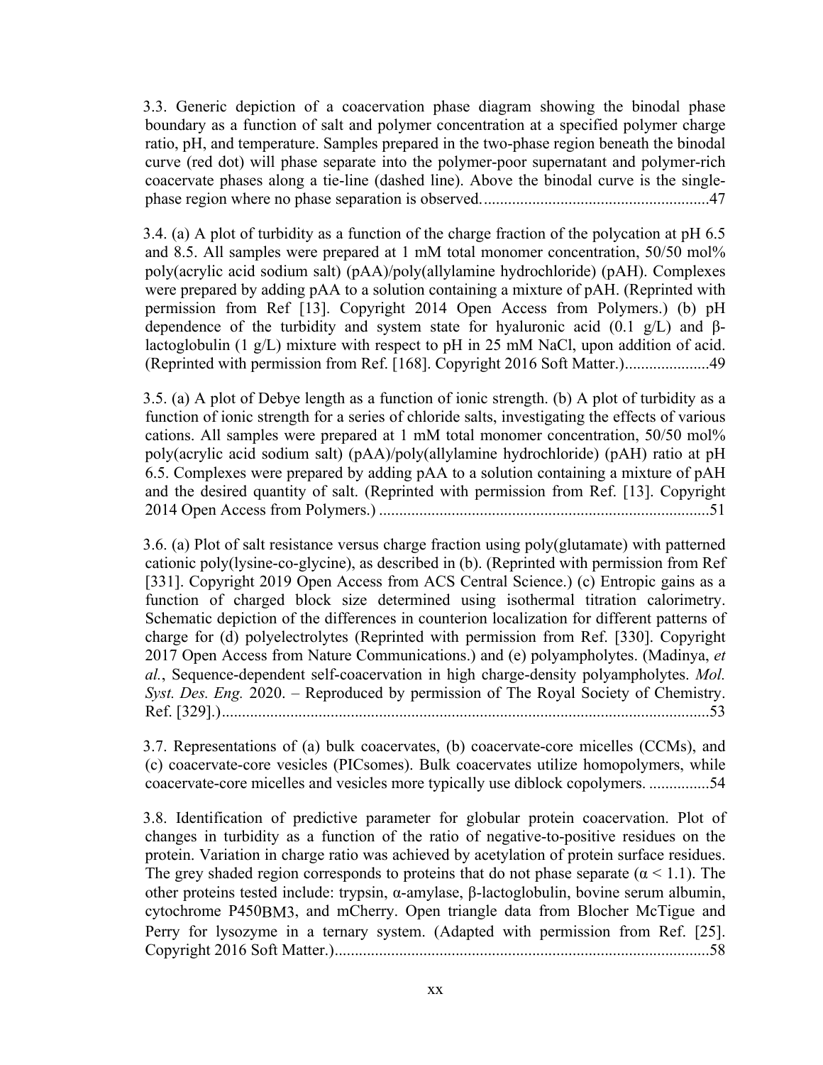3.3. Generic depiction of a coacervation phase diagram showing the binodal phase boundary as a function of salt and polymer concentration at a specified polymer charge ratio, pH, and temperature. Samples prepared in the two-phase region beneath the binodal curve (red dot) will phase separate into the polymer-poor supernatant and polymer-rich coacervate phases along a tie-line (dashed line). Above the binodal curve is the single-phase region where no phase separation is observed. ........................................................47

3.4. (a) A plot of turbidity as a function of the charge fraction of the polycation at pH 6.5 and 8.5. All samples were prepared at 1 mM total monomer concentration, 50/50 mol% poly(acrylic acid sodium salt) (pAA)/poly(allylamine hydrochloride) (pAH). Complexes were prepared by adding pAA to a solution containing a mixture of pAH. (Reprinted with permission from Ref [13]. Copyright 2014 Open Access from Polymers.) (b) pH dependence of the turbidity and system state for hyaluronic acid (0.1 g/L) and β-lactoglobulin (1 g/L) mixture with respect to pH in 25 mM NaCl, upon addition of acid. (Reprinted with permission from Ref. [168]. Copyright 2016 Soft Matter.).....................49

3.5. (a) A plot of Debye length as a function of ionic strength. (b) A plot of turbidity as a function of ionic strength for a series of chloride salts, investigating the effects of various cations. All samples were prepared at 1 mM total monomer concentration, 50/50 mol% poly(acrylic acid sodium salt) (pAA)/poly(allylamine hydrochloride) (pAH) ratio at pH 6.5. Complexes were prepared by adding pAA to a solution containing a mixture of pAH and the desired quantity of salt. (Reprinted with permission from Ref. [13]. Copyright 2014 Open Access from Polymers.) ..................................................................................51

3.6. (a) Plot of salt resistance versus charge fraction using poly(glutamate) with patterned cationic poly(lysine-co-glycine), as described in (b). (Reprinted with permission from Ref [331]. Copyright 2019 Open Access from ACS Central Science.) (c) Entropic gains as a function of charged block size determined using isothermal titration calorimetry. Schematic depiction of the differences in counterion localization for different patterns of charge for (d) polyelectrolytes (Reprinted with permission from Ref. [330]. Copyright 2017 Open Access from Nature Communications.) and (e) polyampholytes. (Madinya, *et al.*, Sequence-dependent self-coacervation in high charge-density polyampholytes. *Mol. Syst. Des. Eng.* 2020. – Reproduced by permission of The Royal Society of Chemistry. Ref. [329].)........................................................................................................................53

3.7. Representations of (a) bulk coacervates, (b) coacervate-core micelles (CCMs), and (c) coacervate-core vesicles (PICsomes). Bulk coacervates utilize homopolymers, while coacervate-core micelles and vesicles more typically use diblock copolymers. ...............54

3.8. Identification of predictive parameter for globular protein coacervation. Plot of changes in turbidity as a function of the ratio of negative-to-positive residues on the protein. Variation in charge ratio was achieved by acetylation of protein surface residues. The grey shaded region corresponds to proteins that do not phase separate ($\alpha < 1.1$). The other proteins tested include: trypsin, α-amylase, β-lactoglobulin, bovine serum albumin, cytochrome P450BM3, and mCherry. Open triangle data from Blocher McTigue and Perry for lysozyme in a ternary system. (Adapted with permission from Ref. [25]. Copyright 2016 Soft Matter.)............................................................................................58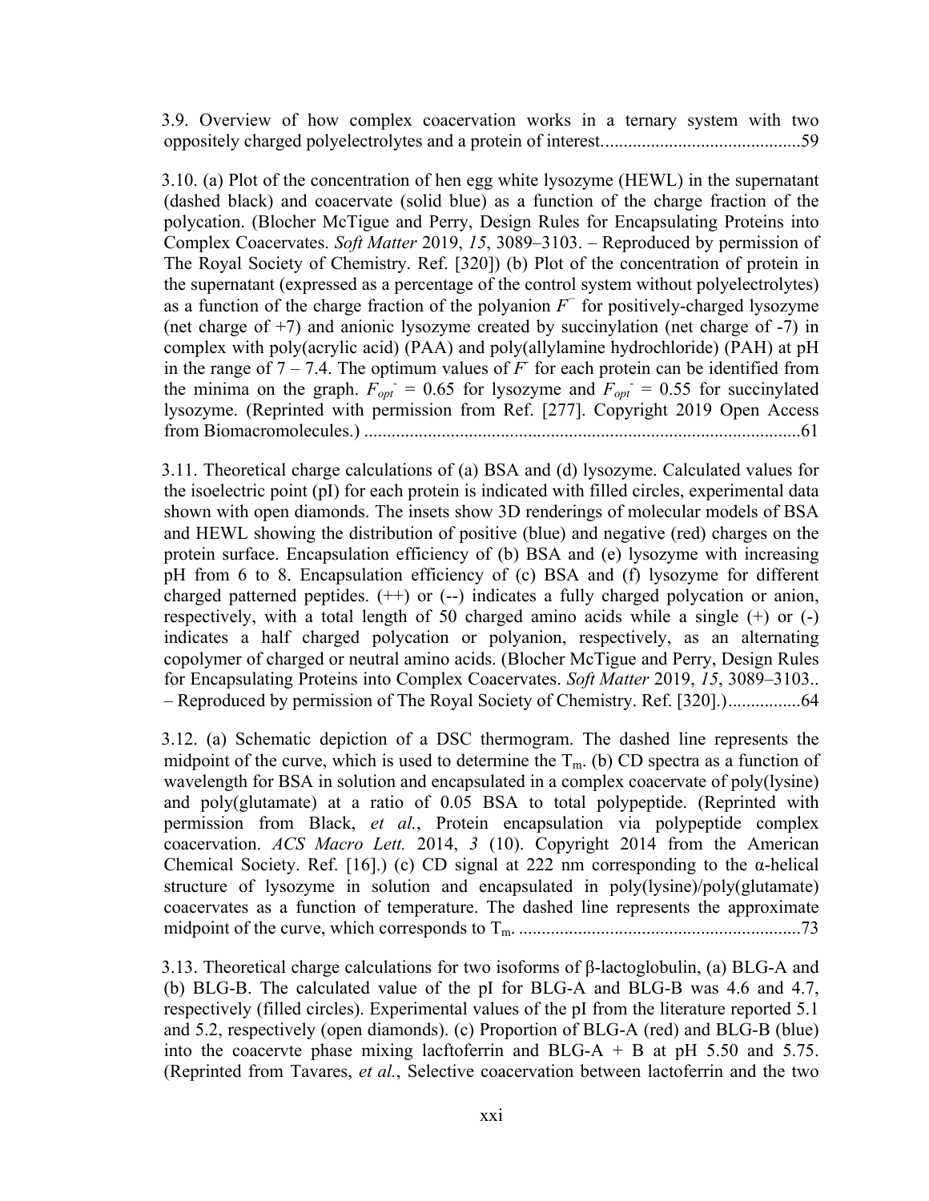3.9. Overview of how complex coacervation works in a ternary system with two oppositely charged polyelectrolytes and a protein of interest............................................59

3.10. (a) Plot of the concentration of hen egg white lysozyme (HEWL) in the supernatant (dashed black) and coacervate (solid blue) as a function of the charge fraction of the polycation. (Blocher McTigue and Perry, Design Rules for Encapsulating Proteins into Complex Coacervates. *Soft Matter* 2019, *15*, 3089–3103. – Reproduced by permission of The Royal Society of Chemistry. Ref. [320]) (b) Plot of the concentration of protein in the supernatant (expressed as a percentage of the control system without polyelectrolytes) as a function of the charge fraction of the polyanion $F^{-}$ for positively-charged lysozyme (net charge of +7) and anionic lysozyme created by succinylation (net charge of -7) in complex with poly(acrylic acid) (PAA) and poly(allylamine hydrochloride) (PAH) at pH in the range of 7 – 7.4. The optimum values of $F^{-}$ for each protein can be identified from the minima on the graph. $F_{opt}^{-}$ = 0.65 for lysozyme and $F_{opt}^{-}$ = 0.55 for succinylated lysozyme. (Reprinted with permission from Ref. [277]. Copyright 2019 Open Access from Biomacromolecules.) ................................................................................................61

3.11. Theoretical charge calculations of (a) BSA and (d) lysozyme. Calculated values for the isoelectric point (pI) for each protein is indicated with filled circles, experimental data shown with open diamonds. The insets show 3D renderings of molecular models of BSA and HEWL showing the distribution of positive (blue) and negative (red) charges on the protein surface. Encapsulation efficiency of (b) BSA and (e) lysozyme with increasing pH from 6 to 8. Encapsulation efficiency of (c) BSA and (f) lysozyme for different charged patterned peptides. (++) or (--) indicates a fully charged polycation or anion, respectively, with a total length of 50 charged amino acids while a single (+) or (-) indicates a half charged polycation or polyanion, respectively, as an alternating copolymer of charged or neutral amino acids. (Blocher McTigue and Perry, Design Rules for Encapsulating Proteins into Complex Coacervates. *Soft Matter* 2019, *15*, 3089–3103.. – Reproduced by permission of The Royal Society of Chemistry. Ref. [320].)................64

3.12. (a) Schematic depiction of a DSC thermogram. The dashed line represents the midpoint of the curve, which is used to determine the $T_m$. (b) CD spectra as a function of wavelength for BSA in solution and encapsulated in a complex coacervate of poly(lysine) and poly(glutamate) at a ratio of 0.05 BSA to total polypeptide. (Reprinted with permission from Black, *et al.*, Protein encapsulation via polypeptide complex coacervation. *ACS Macro Lett.* 2014, *3* (10). Copyright 2014 from the American Chemical Society. Ref. [16].) (c) CD signal at 222 nm corresponding to the α-helical structure of lysozyme in solution and encapsulated in poly(lysine)/poly(glutamate) coacervates as a function of temperature. The dashed line represents the approximate midpoint of the curve, which corresponds to $T_m$. .............................................................73

3.13. Theoretical charge calculations for two isoforms of β-lactoglobulin, (a) BLG-A and (b) BLG-B. The calculated value of the pI for BLG-A and BLG-B was 4.6 and 4.7, respectively (filled circles). Experimental values of the pI from the literature reported 5.1 and 5.2, respectively (open diamonds). (c) Proportion of BLG-A (red) and BLG-B (blue) into the coacervte phase mixing lacftoferrin and BLG-A + B at pH 5.50 and 5.75. (Reprinted from Tavares, *et al.*, Selective coacervation between lactoferrin and the two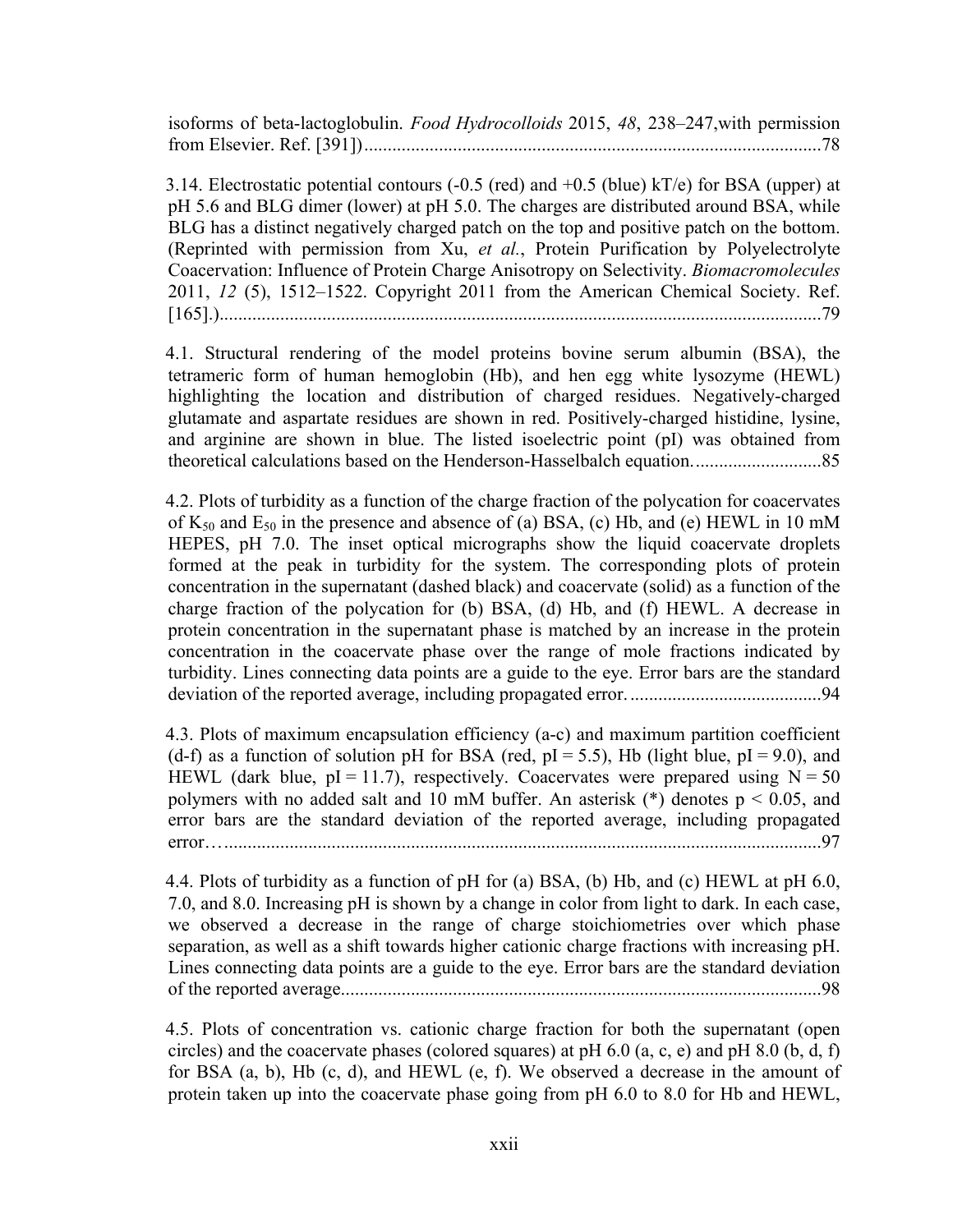isoforms of beta-lactoglobulin. *Food Hydrocolloids* 2015, *48*, 238–247,with permission from Elsevier. Ref. [391])..................................................................................................78

3.14. Electrostatic potential contours (-0.5 (red) and +0.5 (blue) kT/e) for BSA (upper) at pH 5.6 and BLG dimer (lower) at pH 5.0. The charges are distributed around BSA, while BLG has a distinct negatively charged patch on the top and positive patch on the bottom. (Reprinted with permission from Xu, *et al.*, Protein Purification by Polyelectrolyte Coacervation: Influence of Protein Charge Anisotropy on Selectivity. *Biomacromolecules* 2011, *12* (5), 1512–1522. Copyright 2011 from the American Chemical Society. Ref. [165].)..................................................................................................................................79

4.1. Structural rendering of the model proteins bovine serum albumin (BSA), the tetrameric form of human hemoglobin (Hb), and hen egg white lysozyme (HEWL) highlighting the location and distribution of charged residues. Negatively-charged glutamate and aspartate residues are shown in red. Positively-charged histidine, lysine, and arginine are shown in blue. The listed isoelectric point (pI) was obtained from theoretical calculations based on the Henderson-Hasselbalch equation...........................85

4.2. Plots of turbidity as a function of the charge fraction of the polycation for coacervates of $K_{50}$ and $E_{50}$ in the presence and absence of (a) BSA, (c) Hb, and (e) HEWL in 10 mM HEPES, pH 7.0. The inset optical micrographs show the liquid coacervate droplets formed at the peak in turbidity for the system. The corresponding plots of protein concentration in the supernatant (dashed black) and coacervate (solid) as a function of the charge fraction of the polycation for (b) BSA, (d) Hb, and (f) HEWL. A decrease in protein concentration in the supernatant phase is matched by an increase in the protein concentration in the coacervate phase over the range of mole fractions indicated by turbidity. Lines connecting data points are a guide to the eye. Error bars are the standard deviation of the reported average, including propagated error. .........................................94

4.3. Plots of maximum encapsulation efficiency (a-c) and maximum partition coefficient (d-f) as a function of solution pH for BSA (red, pI = 5.5), Hb (light blue, pI = 9.0), and HEWL (dark blue, pI = 11.7), respectively. Coacervates were prepared using N = 50 polymers with no added salt and 10 mM buffer. An asterisk (*) denotes $p < 0.05$, and error bars are the standard deviation of the reported average, including propagated error…...............................................................................................................................97

4.4. Plots of turbidity as a function of pH for (a) BSA, (b) Hb, and (c) HEWL at pH 6.0, 7.0, and 8.0. Increasing pH is shown by a change in color from light to dark. In each case, we observed a decrease in the range of charge stoichiometries over which phase separation, as well as a shift towards higher cationic charge fractions with increasing pH. Lines connecting data points are a guide to the eye. Error bars are the standard deviation of the reported average......................................................................................................98

4.5. Plots of concentration vs. cationic charge fraction for both the supernatant (open circles) and the coacervate phases (colored squares) at pH 6.0 (a, c, e) and pH 8.0 (b, d, f) for BSA (a, b), Hb (c, d), and HEWL (e, f). We observed a decrease in the amount of protein taken up into the coacervate phase going from pH 6.0 to 8.0 for Hb and HEWL,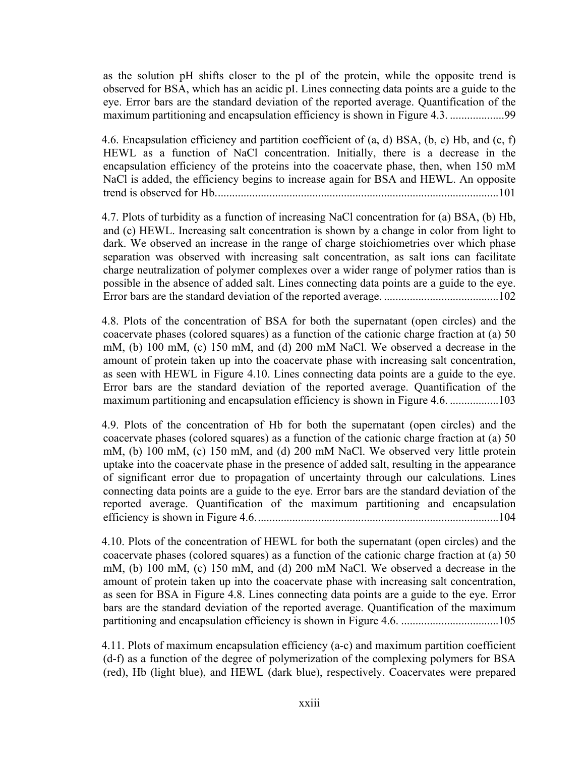as the solution pH shifts closer to the pI of the protein, while the opposite trend is observed for BSA, which has an acidic pI. Lines connecting data points are a guide to the eye. Error bars are the standard deviation of the reported average. Quantification of the maximum partitioning and encapsulation efficiency is shown in Figure 4.3. ...................99

4.6. Encapsulation efficiency and partition coefficient of (a, d) BSA, (b, e) Hb, and (c, f) HEWL as a function of NaCl concentration. Initially, there is a decrease in the encapsulation efficiency of the proteins into the coacervate phase, then, when 150 mM NaCl is added, the efficiency begins to increase again for BSA and HEWL. An opposite trend is observed for Hb. ..................................................................................................101

4.7. Plots of turbidity as a function of increasing NaCl concentration for (a) BSA, (b) Hb, and (c) HEWL. Increasing salt concentration is shown by a change in color from light to dark. We observed an increase in the range of charge stoichiometries over which phase separation was observed with increasing salt concentration, as salt ions can facilitate charge neutralization of polymer complexes over a wider range of polymer ratios than is possible in the absence of added salt. Lines connecting data points are a guide to the eye. Error bars are the standard deviation of the reported average. ........................................102

4.8. Plots of the concentration of BSA for both the supernatant (open circles) and the coacervate phases (colored squares) as a function of the cationic charge fraction at (a) 50 mM, (b) 100 mM, (c) 150 mM, and (d) 200 mM NaCl. We observed a decrease in the amount of protein taken up into the coacervate phase with increasing salt concentration, as seen with HEWL in Figure 4.10. Lines connecting data points are a guide to the eye. Error bars are the standard deviation of the reported average. Quantification of the maximum partitioning and encapsulation efficiency is shown in Figure 4.6. .................103

4.9. Plots of the concentration of Hb for both the supernatant (open circles) and the coacervate phases (colored squares) as a function of the cationic charge fraction at (a) 50 mM, (b) 100 mM, (c) 150 mM, and (d) 200 mM NaCl. We observed very little protein uptake into the coacervate phase in the presence of added salt, resulting in the appearance of significant error due to propagation of uncertainty through our calculations. Lines connecting data points are a guide to the eye. Error bars are the standard deviation of the reported average. Quantification of the maximum partitioning and encapsulation efficiency is shown in Figure 4.6. ....................................................................................104

4.10. Plots of the concentration of HEWL for both the supernatant (open circles) and the coacervate phases (colored squares) as a function of the cationic charge fraction at (a) 50 mM, (b) 100 mM, (c) 150 mM, and (d) 200 mM NaCl. We observed a decrease in the amount of protein taken up into the coacervate phase with increasing salt concentration, as seen for BSA in Figure 4.8. Lines connecting data points are a guide to the eye. Error bars are the standard deviation of the reported average. Quantification of the maximum partitioning and encapsulation efficiency is shown in Figure 4.6. ..................................105

4.11. Plots of maximum encapsulation efficiency (a-c) and maximum partition coefficient (d-f) as a function of the degree of polymerization of the complexing polymers for BSA (red), Hb (light blue), and HEWL (dark blue), respectively. Coacervates were prepared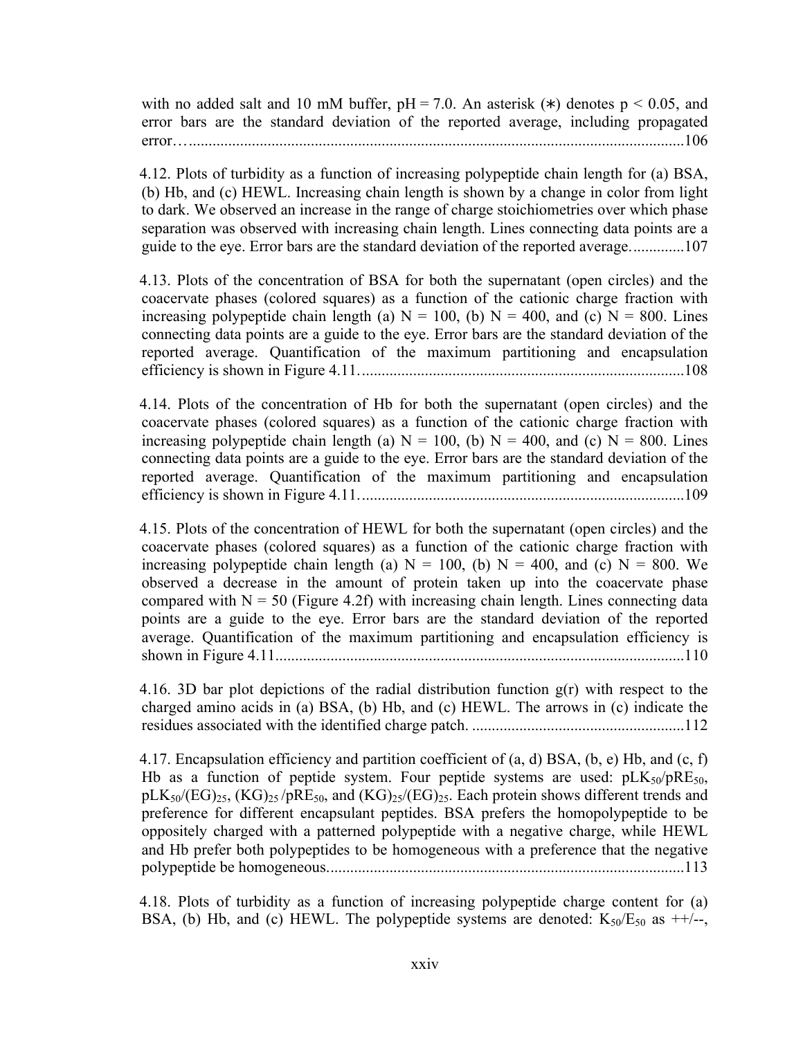with no added salt and 10 mM buffer, pH = 7.0. An asterisk (∗) denotes $p < 0.05$, and error bars are the standard deviation of the reported average, including propagated error…..........................................................................................................................106

4.12. Plots of turbidity as a function of increasing polypeptide chain length for (a) BSA, (b) Hb, and (c) HEWL. Increasing chain length is shown by a change in color from light to dark. We observed an increase in the range of charge stoichiometries over which phase separation was observed with increasing chain length. Lines connecting data points are a guide to the eye. Error bars are the standard deviation of the reported average. .............107

4.13. Plots of the concentration of BSA for both the supernatant (open circles) and the coacervate phases (colored squares) as a function of the cationic charge fraction with increasing polypeptide chain length (a) N = 100, (b) N = 400, and (c) N = 800. Lines connecting data points are a guide to the eye. Error bars are the standard deviation of the reported average. Quantification of the maximum partitioning and encapsulation efficiency is shown in Figure 4.11. .................................................................................108

4.14. Plots of the concentration of Hb for both the supernatant (open circles) and the coacervate phases (colored squares) as a function of the cationic charge fraction with increasing polypeptide chain length (a) N = 100, (b) N = 400, and (c) N = 800. Lines connecting data points are a guide to the eye. Error bars are the standard deviation of the reported average. Quantification of the maximum partitioning and encapsulation efficiency is shown in Figure 4.11. .................................................................................109

4.15. Plots of the concentration of HEWL for both the supernatant (open circles) and the coacervate phases (colored squares) as a function of the cationic charge fraction with increasing polypeptide chain length (a) N = 100, (b) N = 400, and (c) N = 800. We observed a decrease in the amount of protein taken up into the coacervate phase compared with N = 50 (Figure 4.2f) with increasing chain length. Lines connecting data points are a guide to the eye. Error bars are the standard deviation of the reported average. Quantification of the maximum partitioning and encapsulation efficiency is shown in Figure 4.11........................................................................................................110

4.16. 3D bar plot depictions of the radial distribution function g(r) with respect to the charged amino acids in (a) BSA, (b) Hb, and (c) HEWL. The arrows in (c) indicate the residues associated with the identified charge patch. ......................................................112

4.17. Encapsulation efficiency and partition coefficient of (a, d) BSA, (b, e) Hb, and (c, f) Hb as a function of peptide system. Four peptide systems are used: $pLK_{50}/pRE_{50}$, $pLK_{50}/(EG)_{25}$, $(KG)_{25}/pRE_{50}$, and $(KG)_{25}/(EG)_{25}$. Each protein shows different trends and preference for different encapsulant peptides. BSA prefers the homopolypeptide to be oppositely charged with a patterned polypeptide with a negative charge, while HEWL and Hb prefer both polypeptides to be homogeneous with a preference that the negative polypeptide be homogeneous..........................................................................................113

4.18. Plots of turbidity as a function of increasing polypeptide charge content for (a) BSA, (b) Hb, and (c) HEWL. The polypeptide systems are denoted: $K_{50}/E_{50}$ as ++/--,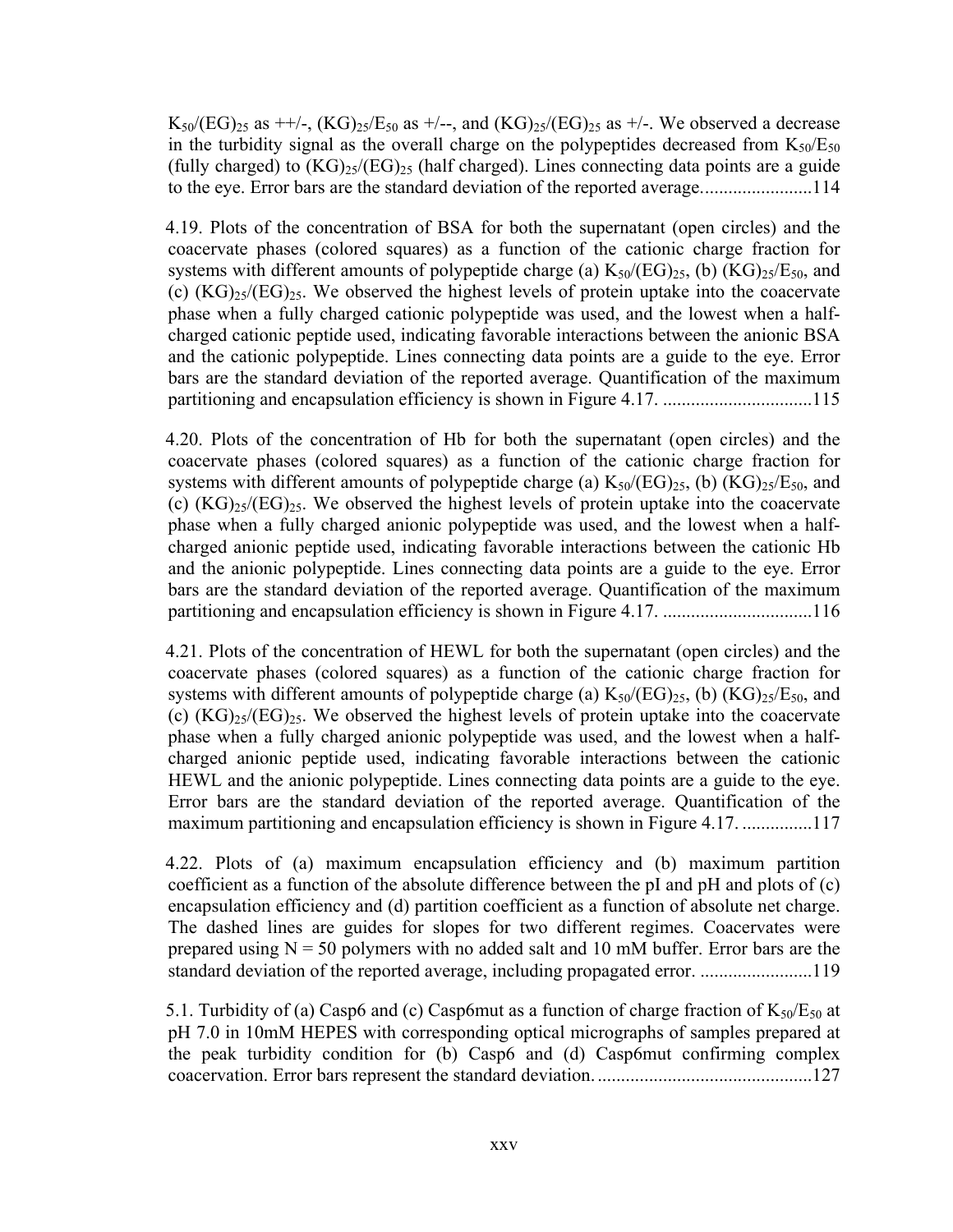$K_{50}/(EG)_{25}$ as ++/-, $(KG)_{25}/E_{50}$ as +/--, and $(KG)_{25}/(EG)_{25}$ as +/-. We observed a decrease in the turbidity signal as the overall charge on the polypeptides decreased from $K_{50}/E_{50}$ (fully charged) to $(KG)_{25}/(EG)_{25}$ (half charged). Lines connecting data points are a guide to the eye. Error bars are the standard deviation of the reported average........................114

4.19. Plots of the concentration of BSA for both the supernatant (open circles) and the coacervate phases (colored squares) as a function of the cationic charge fraction for systems with different amounts of polypeptide charge (a) $K_{50}/(EG)_{25}$, (b) $(KG)_{25}/E_{50}$, and (c) $(KG)_{25}/(EG)_{25}$. We observed the highest levels of protein uptake into the coacervate phase when a fully charged cationic polypeptide was used, and the lowest when a half-charged cationic peptide used, indicating favorable interactions between the anionic BSA and the cationic polypeptide. Lines connecting data points are a guide to the eye. Error bars are the standard deviation of the reported average. Quantification of the maximum partitioning and encapsulation efficiency is shown in Figure 4.17. ................................115

4.20. Plots of the concentration of Hb for both the supernatant (open circles) and the coacervate phases (colored squares) as a function of the cationic charge fraction for systems with different amounts of polypeptide charge (a) $K_{50}/(EG)_{25}$, (b) $(KG)_{25}/E_{50}$, and (c) $(KG)_{25}/(EG)_{25}$. We observed the highest levels of protein uptake into the coacervate phase when a fully charged anionic polypeptide was used, and the lowest when a half-charged anionic peptide used, indicating favorable interactions between the cationic Hb and the anionic polypeptide. Lines connecting data points are a guide to the eye. Error bars are the standard deviation of the reported average. Quantification of the maximum partitioning and encapsulation efficiency is shown in Figure 4.17. ................................116

4.21. Plots of the concentration of HEWL for both the supernatant (open circles) and the coacervate phases (colored squares) as a function of the cationic charge fraction for systems with different amounts of polypeptide charge (a) $K_{50}/(EG)_{25}$, (b) $(KG)_{25}/E_{50}$, and (c) $(KG)_{25}/(EG)_{25}$. We observed the highest levels of protein uptake into the coacervate phase when a fully charged anionic polypeptide was used, and the lowest when a half-charged anionic peptide used, indicating favorable interactions between the cationic HEWL and the anionic polypeptide. Lines connecting data points are a guide to the eye. Error bars are the standard deviation of the reported average. Quantification of the maximum partitioning and encapsulation efficiency is shown in Figure 4.17. ...............117

4.22. Plots of (a) maximum encapsulation efficiency and (b) maximum partition coefficient as a function of the absolute difference between the pI and pH and plots of (c) encapsulation efficiency and (d) partition coefficient as a function of absolute net charge. The dashed lines are guides for slopes for two different regimes. Coacervates were prepared using N = 50 polymers with no added salt and 10 mM buffer. Error bars are the standard deviation of the reported average, including propagated error. ........................119

5.1. Turbidity of (a) Casp6 and (c) Casp6mut as a function of charge fraction of $K_{50}/E_{50}$ at pH 7.0 in 10mM HEPES with corresponding optical micrographs of samples prepared at the peak turbidity condition for (b) Casp6 and (d) Casp6mut confirming complex coacervation. Error bars represent the standard deviation. ............................................127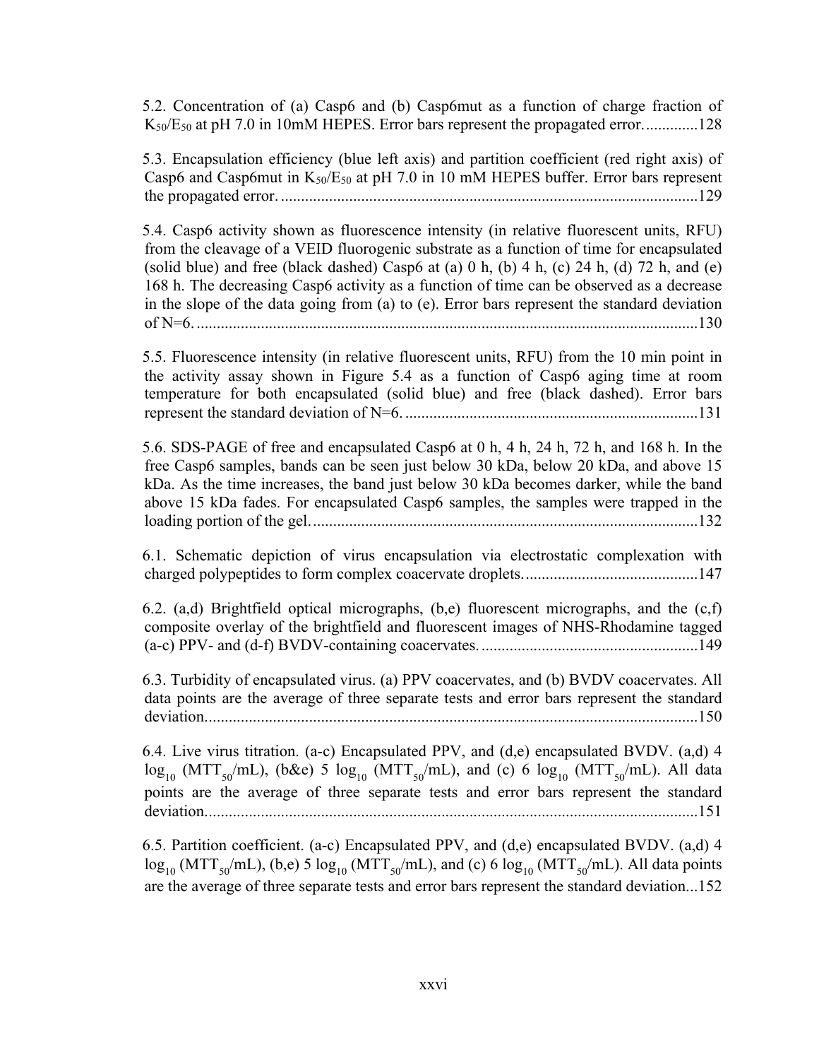5.2. Concentration of (a) Casp6 and (b) Casp6mut as a function of charge fraction of $K_{50}/E_{50}$ at pH 7.0 in 10mM HEPES. Error bars represent the propagated error.............128

5.3. Encapsulation efficiency (blue left axis) and partition coefficient (red right axis) of Casp6 and Casp6mut in $K_{50}/E_{50}$ at pH 7.0 in 10 mM HEPES buffer. Error bars represent the propagated error. .......................................................................................................129

5.4. Casp6 activity shown as fluorescence intensity (in relative fluorescent units, RFU) from the cleavage of a VEID fluorogenic substrate as a function of time for encapsulated (solid blue) and free (black dashed) Casp6 at (a) 0 h, (b) 4 h, (c) 24 h, (d) 72 h, and (e) 168 h. The decreasing Casp6 activity as a function of time can be observed as a decrease in the slope of the data going from (a) to (e). Error bars represent the standard deviation of N=6. ...........................................................................................................................130

5.5. Fluorescence intensity (in relative fluorescent units, RFU) from the 10 min point in the activity assay shown in Figure 5.4 as a function of Casp6 aging time at room temperature for both encapsulated (solid blue) and free (black dashed). Error bars represent the standard deviation of N=6. .........................................................................131

5.6. SDS-PAGE of free and encapsulated Casp6 at 0 h, 4 h, 24 h, 72 h, and 168 h. In the free Casp6 samples, bands can be seen just below 30 kDa, below 20 kDa, and above 15 kDa. As the time increases, the band just below 30 kDa becomes darker, while the band above 15 kDa fades. For encapsulated Casp6 samples, the samples were trapped in the loading portion of the gel. ...............................................................................................132

6.1. Schematic depiction of virus encapsulation via electrostatic complexation with charged polypeptides to form complex coacervate droplets...........................................147

6.2. (a,d) Brightfield optical micrographs, (b,e) fluorescent micrographs, and the (c,f) composite overlay of the brightfield and fluorescent images of NHS-Rhodamine tagged (a-c) PPV- and (d-f) BVDV-containing coacervates. .....................................................149

6.3. Turbidity of encapsulated virus. (a) PPV coacervates, and (b) BVDV coacervates. All data points are the average of three separate tests and error bars represent the standard deviation..........................................................................................................................150

6.4. Live virus titration. (a-c) Encapsulated PPV, and (d,e) encapsulated BVDV. (a,d) 4 $\log_{10}$ ($MTT_{50}$/mL), (b&e) 5 $\log_{10}$ ($MTT_{50}$/mL), and (c) 6 $\log_{10}$ ($MTT_{50}$/mL). All data points are the average of three separate tests and error bars represent the standard deviation..........................................................................................................................151

6.5. Partition coefficient. (a-c) Encapsulated PPV, and (d,e) encapsulated BVDV. (a,d) 4 $\log_{10}$ ($MTT_{50}$/mL), (b,e) 5 $\log_{10}$ ($MTT_{50}$/mL), and (c) 6 $\log_{10}$ ($MTT_{50}$/mL). All data points are the average of three separate tests and error bars represent the standard deviation...152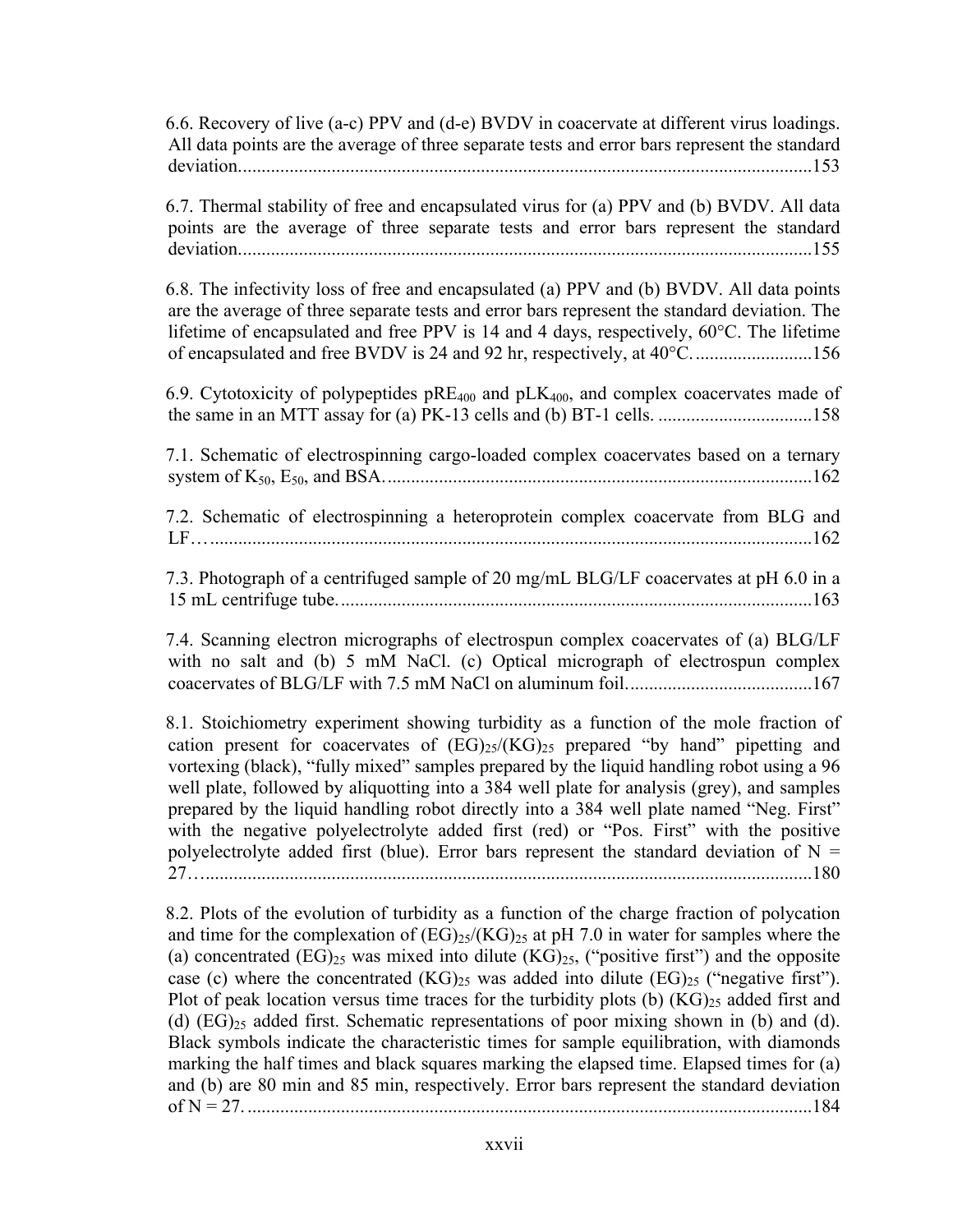6.6. Recovery of live (a-c) PPV and (d-e) BVDV in coacervate at different virus loadings. All data points are the average of three separate tests and error bars represent the standard deviation..........................................................................................................................153

6.7. Thermal stability of free and encapsulated virus for (a) PPV and (b) BVDV. All data points are the average of three separate tests and error bars represent the standard deviation..........................................................................................................................155

6.8. The infectivity loss of free and encapsulated (a) PPV and (b) BVDV. All data points are the average of three separate tests and error bars represent the standard deviation. The lifetime of encapsulated and free PPV is 14 and 4 days, respectively, 60°C. The lifetime of encapsulated and free BVDV is 24 and 92 hr, respectively, at 40°C. ........................156

6.9. Cytotoxicity of polypeptides $pRE_{400}$ and $pLK_{400}$, and complex coacervates made of the same in an MTT assay for (a) PK-13 cells and (b) BT-1 cells. ................................158

7.1. Schematic of electrospinning cargo-loaded complex coacervates based on a ternary system of $K_{50}$, $E_{50}$, and BSA. ..........................................................................................162

7.2. Schematic of electrospinning a heteroprotein complex coacervate from BLG and LF…...............................................................................................................................162

7.3. Photograph of a centrifuged sample of 20 mg/mL BLG/LF coacervates at pH 6.0 in a 15 mL centrifuge tube. ....................................................................................................163

7.4. Scanning electron micrographs of electrospun complex coacervates of (a) BLG/LF with no salt and (b) 5 mM NaCl. (c) Optical micrograph of electrospun complex coacervates of BLG/LF with 7.5 mM NaCl on aluminum foil. .......................................167

8.1. Stoichiometry experiment showing turbidity as a function of the mole fraction of cation present for coacervates of $(EG)_{25}/(KG)_{25}$ prepared "by hand" pipetting and vortexing (black), "fully mixed" samples prepared by the liquid handling robot using a 96 well plate, followed by aliquotting into a 384 well plate for analysis (grey), and samples prepared by the liquid handling robot directly into a 384 well plate named "Neg. First" with the negative polyelectrolyte added first (red) or "Pos. First" with the positive polyelectrolyte added first (blue). Error bars represent the standard deviation of N = 27…...............................................................................................................................180

8.2. Plots of the evolution of turbidity as a function of the charge fraction of polycation and time for the complexation of $(EG)_{25}/(KG)_{25}$ at pH 7.0 in water for samples where the (a) concentrated $(EG)_{25}$ was mixed into dilute $(KG)_{25}$, ("positive first") and the opposite case (c) where the concentrated $(KG)_{25}$ was added into dilute $(EG)_{25}$ ("negative first"). Plot of peak location versus time traces for the turbidity plots (b) $(KG)_{25}$ added first and (d) $(EG)_{25}$ added first. Schematic representations of poor mixing shown in (b) and (d). Black symbols indicate the characteristic times for sample equilibration, with diamonds marking the half times and black squares marking the elapsed time. Elapsed times for (a) and (b) are 80 min and 85 min, respectively. Error bars represent the standard deviation of N = 27. ........................................................................................................................184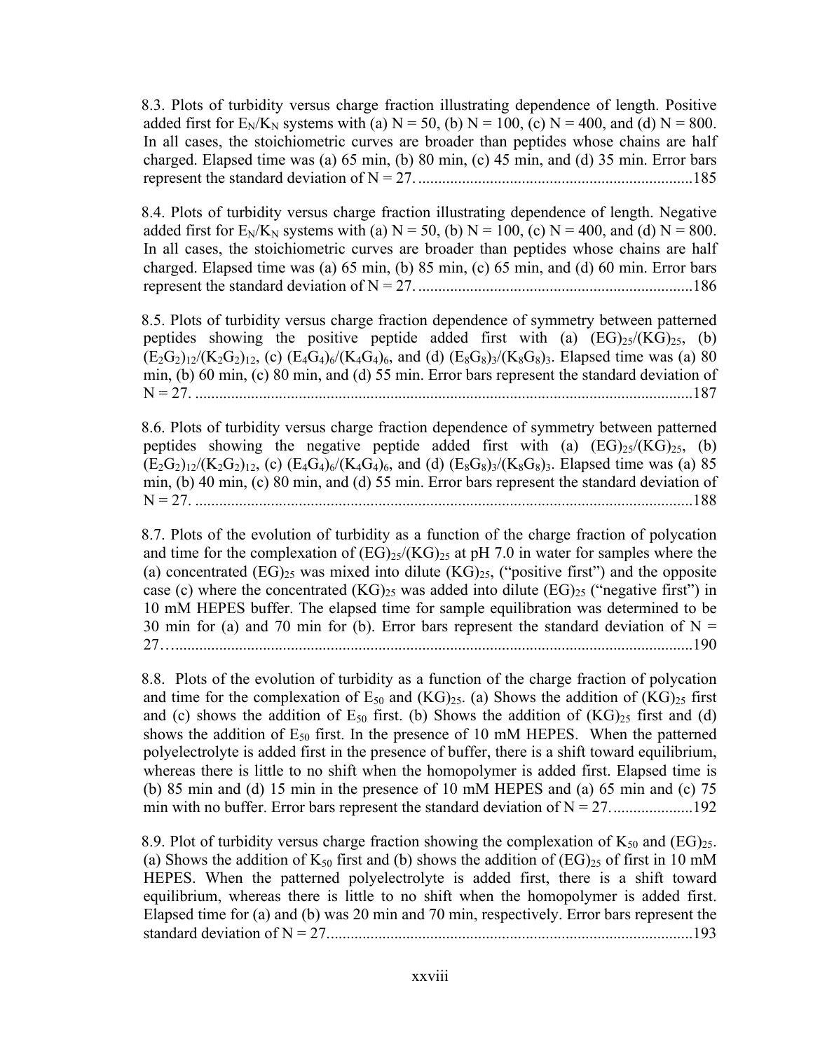8.3. Plots of turbidity versus charge fraction illustrating dependence of length. Positive added first for $E_N/K_N$ systems with (a) N = 50, (b) N = 100, (c) N = 400, and (d) N = 800. In all cases, the stoichiometric curves are broader than peptides whose chains are half charged. Elapsed time was (a) 65 min, (b) 80 min, (c) 45 min, and (d) 35 min. Error bars represent the standard deviation of N = 27. ....................................................................185

8.4. Plots of turbidity versus charge fraction illustrating dependence of length. Negative added first for $E_N/K_N$ systems with (a) N = 50, (b) N = 100, (c) N = 400, and (d) N = 800. In all cases, the stoichiometric curves are broader than peptides whose chains are half charged. Elapsed time was (a) 65 min, (b) 85 min, (c) 65 min, and (d) 60 min. Error bars represent the standard deviation of N = 27. ....................................................................186

8.5. Plots of turbidity versus charge fraction dependence of symmetry between patterned peptides showing the positive peptide added first with (a) $(EG)_{25}/(KG)_{25}$, (b) $(E_2G_2)_{12}/(K_2G_2)_{12}$, (c) $(E_4G_4)_6/(K_4G_4)_6$, and (d) $(E_8G_8)_3/(K_8G_8)_3$. Elapsed time was (a) 80 min, (b) 60 min, (c) 80 min, and (d) 55 min. Error bars represent the standard deviation of N = 27. ...........................................................................................................................187

8.6. Plots of turbidity versus charge fraction dependence of symmetry between patterned peptides showing the negative peptide added first with (a) $(EG)_{25}/(KG)_{25}$, (b) $(E_2G_2)_{12}/(K_2G_2)_{12}$, (c) $(E_4G_4)_6/(K_4G_4)_6$, and (d) $(E_8G_8)_3/(K_8G_8)_3$. Elapsed time was (a) 85 min, (b) 40 min, (c) 80 min, and (d) 55 min. Error bars represent the standard deviation of N = 27. ...........................................................................................................................188

8.7. Plots of the evolution of turbidity as a function of the charge fraction of polycation and time for the complexation of $(EG)_{25}/(KG)_{25}$ at pH 7.0 in water for samples where the (a) concentrated $(EG)_{25}$ was mixed into dilute $(KG)_{25}$, ("positive first") and the opposite case (c) where the concentrated $(KG)_{25}$ was added into dilute $(EG)_{25}$ ("negative first") in 10 mM HEPES buffer. The elapsed time for sample equilibration was determined to be 30 min for (a) and 70 min for (b). Error bars represent the standard deviation of N = 27…...............................................................................................................................190

8.8. Plots of the evolution of turbidity as a function of the charge fraction of polycation and time for the complexation of $E_{50}$ and $(KG)_{25}$. (a) Shows the addition of $(KG)_{25}$ first and (c) shows the addition of $E_{50}$ first. (b) Shows the addition of $(KG)_{25}$ first and (d) shows the addition of $E_{50}$ first. In the presence of 10 mM HEPES. When the patterned polyelectrolyte is added first in the presence of buffer, there is a shift toward equilibrium, whereas there is little to no shift when the homopolymer is added first. Elapsed time is (b) 85 min and (d) 15 min in the presence of 10 mM HEPES and (a) 65 min and (c) 75 min with no buffer. Error bars represent the standard deviation of N = 27. ....................192

8.9. Plot of turbidity versus charge fraction showing the complexation of $K_{50}$ and $(EG)_{25}$. (a) Shows the addition of $K_{50}$ first and (b) shows the addition of $(EG)_{25}$ of first in 10 mM HEPES. When the patterned polyelectrolyte is added first, there is a shift toward equilibrium, whereas there is little to no shift when the homopolymer is added first. Elapsed time for (a) and (b) was 20 min and 70 min, respectively. Error bars represent the standard deviation of N = 27...........................................................................................193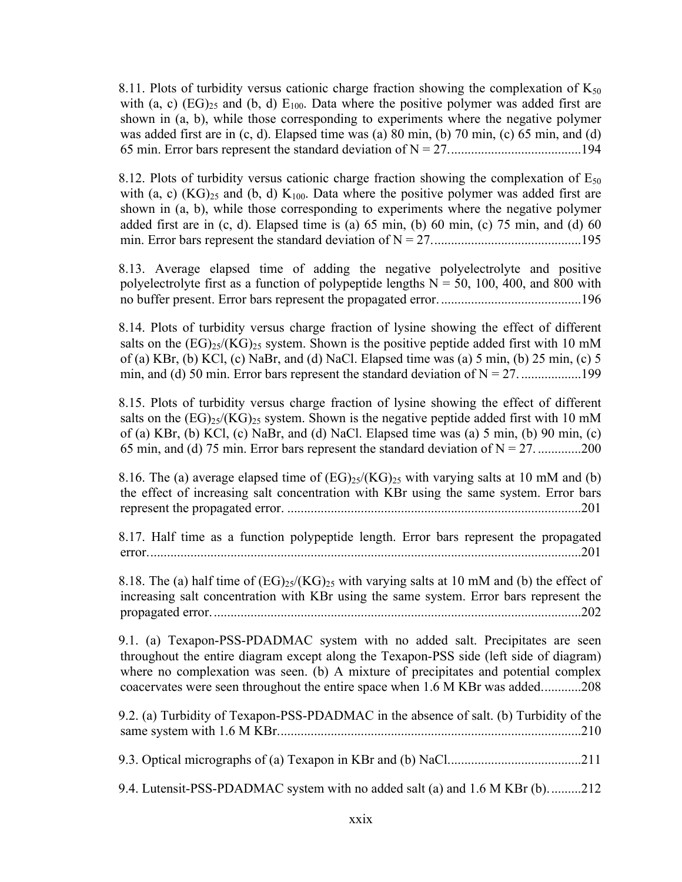8.11. Plots of turbidity versus cationic charge fraction showing the complexation of $K_{50}$ with (a, c) $(EG)_{25}$ and (b, d) $E_{100}$. Data where the positive polymer was added first are shown in (a, b), while those corresponding to experiments where the negative polymer was added first are in (c, d). Elapsed time was (a) 80 min, (b) 70 min, (c) 65 min, and (d) 65 min. Error bars represent the standard deviation of N = 27. ....................................... 194

8.12. Plots of turbidity versus cationic charge fraction showing the complexation of $E_{50}$ with (a, c) $(KG)_{25}$ and (b, d) $K_{100}$. Data where the positive polymer was added first are shown in (a, b), while those corresponding to experiments where the negative polymer added first are in (c, d). Elapsed time is (a) 65 min, (b) 60 min, (c) 75 min, and (d) 60 min. Error bars represent the standard deviation of N = 27. ........................................... 195

8.13. Average elapsed time of adding the negative polyelectrolyte and positive polyelectrolyte first as a function of polypeptide lengths N = 50, 100, 400, and 800 with no buffer present. Error bars represent the propagated error. .......................................... 196

8.14. Plots of turbidity versus charge fraction of lysine showing the effect of different salts on the $(EG)_{25}/(KG)_{25}$ system. Shown is the positive peptide added first with 10 mM of (a) KBr, (b) KCl, (c) NaBr, and (d) NaCl. Elapsed time was (a) 5 min, (b) 25 min, (c) 5 min, and (d) 50 min. Error bars represent the standard deviation of N = 27. .................. 199

8.15. Plots of turbidity versus charge fraction of lysine showing the effect of different salts on the $(EG)_{25}/(KG)_{25}$ system. Shown is the negative peptide added first with 10 mM of (a) KBr, (b) KCl, (c) NaBr, and (d) NaCl. Elapsed time was (a) 5 min, (b) 90 min, (c) 65 min, and (d) 75 min. Error bars represent the standard deviation of N = 27. ............. 200

8.16. The (a) average elapsed time of $(EG)_{25}/(KG)_{25}$ with varying salts at 10 mM and (b) the effect of increasing salt concentration with KBr using the same system. Error bars represent the propagated error. ....................................................................................... 201

8.17. Half time as a function polypeptide length. Error bars represent the propagated error. ................................................................................................................................ 201

8.18. The (a) half time of $(EG)_{25}/(KG)_{25}$ with varying salts at 10 mM and (b) the effect of increasing salt concentration with KBr using the same system. Error bars represent the propagated error. ............................................................................................................. 202

9.1. (a) Texapon-PSS-PDADMAC system with no added salt. Precipitates are seen throughout the entire diagram except along the Texapon-PSS side (left side of diagram) where no complexation was seen. (b) A mixture of precipitates and potential complex coacervates were seen throughout the entire space when 1.6 M KBr was added............ 208

9.2. (a) Turbidity of Texapon-PSS-PDADMAC in the absence of salt. (b) Turbidity of the same system with 1.6 M KBr.......................................................................................... 210

9.3. Optical micrographs of (a) Texapon in KBr and (b) NaCl....................................... 211

9.4. Lutensit-PSS-PDADMAC system with no added salt (a) and 1.6 M KBr (b). ......... 212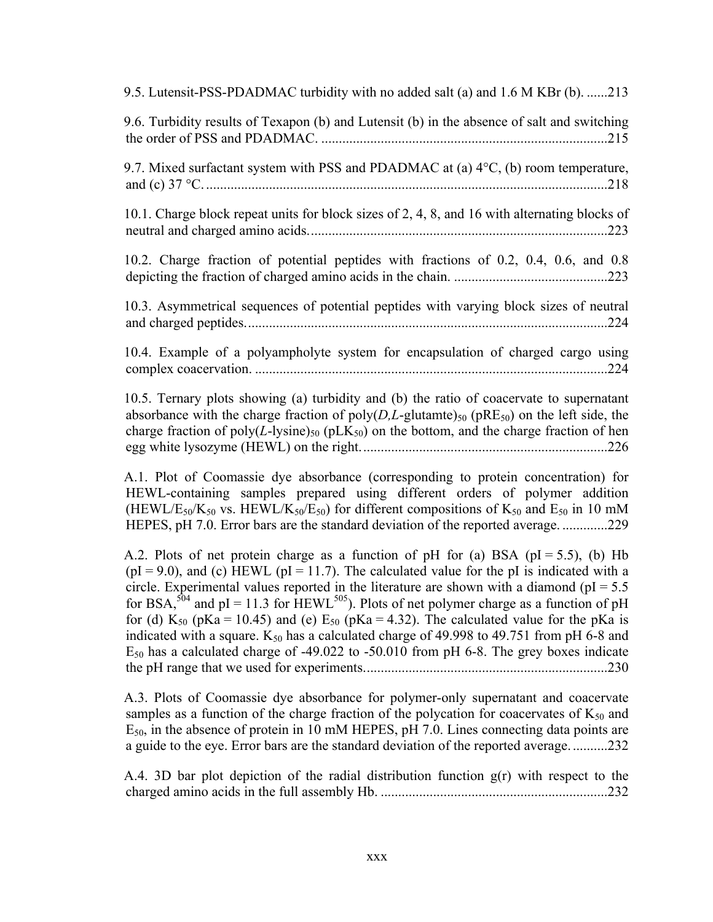9.5. Lutensit-PSS-PDADMAC turbidity with no added salt (a) and 1.6 M KBr (b). ......213

9.6. Turbidity results of Texapon (b) and Lutensit (b) in the absence of salt and switching the order of PSS and PDADMAC. ....................................................................................215

9.7. Mixed surfactant system with PSS and PDADMAC at (a) 4°C, (b) room temperature, and (c) 37 °C. .....................................................................................................................218

10.1. Charge block repeat units for block sizes of 2, 4, 8, and 16 with alternating blocks of neutral and charged amino acids. ....................................................................................223

10.2. Charge fraction of potential peptides with fractions of 0.2, 0.4, 0.6, and 0.8 depicting the fraction of charged amino acids in the chain. ............................................223

10.3. Asymmetrical sequences of potential peptides with varying block sizes of neutral and charged peptides. .......................................................................................................224

10.4. Example of a polyampholyte system for encapsulation of charged cargo using complex coacervation. .....................................................................................................224

10.5. Ternary plots showing (a) turbidity and (b) the ratio of coacervate to supernatant absorbance with the charge fraction of poly(*D,L*-glutamte)$_{50}$ (pRE$_{50}$) on the left side, the charge fraction of poly(*L*-lysine)$_{50}$ (pLK$_{50}$) on the bottom, and the charge fraction of hen egg white lysozyme (HEWL) on the right. .....................................................................226

A.1. Plot of Coomassie dye absorbance (corresponding to protein concentration) for HEWL-containing samples prepared using different orders of polymer addition (HEWL/E$_{50}$/K$_{50}$ vs. HEWL/K$_{50}$/E$_{50}$) for different compositions of K$_{50}$ and E$_{50}$ in 10 mM HEPES, pH 7.0. Error bars are the standard deviation of the reported average. .............229

A.2. Plots of net protein charge as a function of pH for (a) BSA (pI = 5.5), (b) Hb (pI = 9.0), and (c) HEWL (pI = 11.7). The calculated value for the pI is indicated with a circle. Experimental values reported in the literature are shown with a diamond (pI = 5.5 for BSA,[504] and pI = 11.3 for HEWL[505]). Plots of net polymer charge as a function of pH for (d) K$_{50}$ (pKa = 10.45) and (e) E$_{50}$ (pKa = 4.32). The calculated value for the pKa is indicated with a square. K$_{50}$ has a calculated charge of 49.998 to 49.751 from pH 6-8 and E$_{50}$ has a calculated charge of -49.022 to -50.010 from pH 6-8. The grey boxes indicate the pH range that we used for experiments. .....................................................................230

A.3. Plots of Coomassie dye absorbance for polymer-only supernatant and coacervate samples as a function of the charge fraction of the polycation for coacervates of K$_{50}$ and E$_{50}$, in the absence of protein in 10 mM HEPES, pH 7.0. Lines connecting data points are a guide to the eye. Error bars are the standard deviation of the reported average. ..........232

A.4. 3D bar plot depiction of the radial distribution function g(r) with respect to the charged amino acids in the full assembly Hb. ................................................................232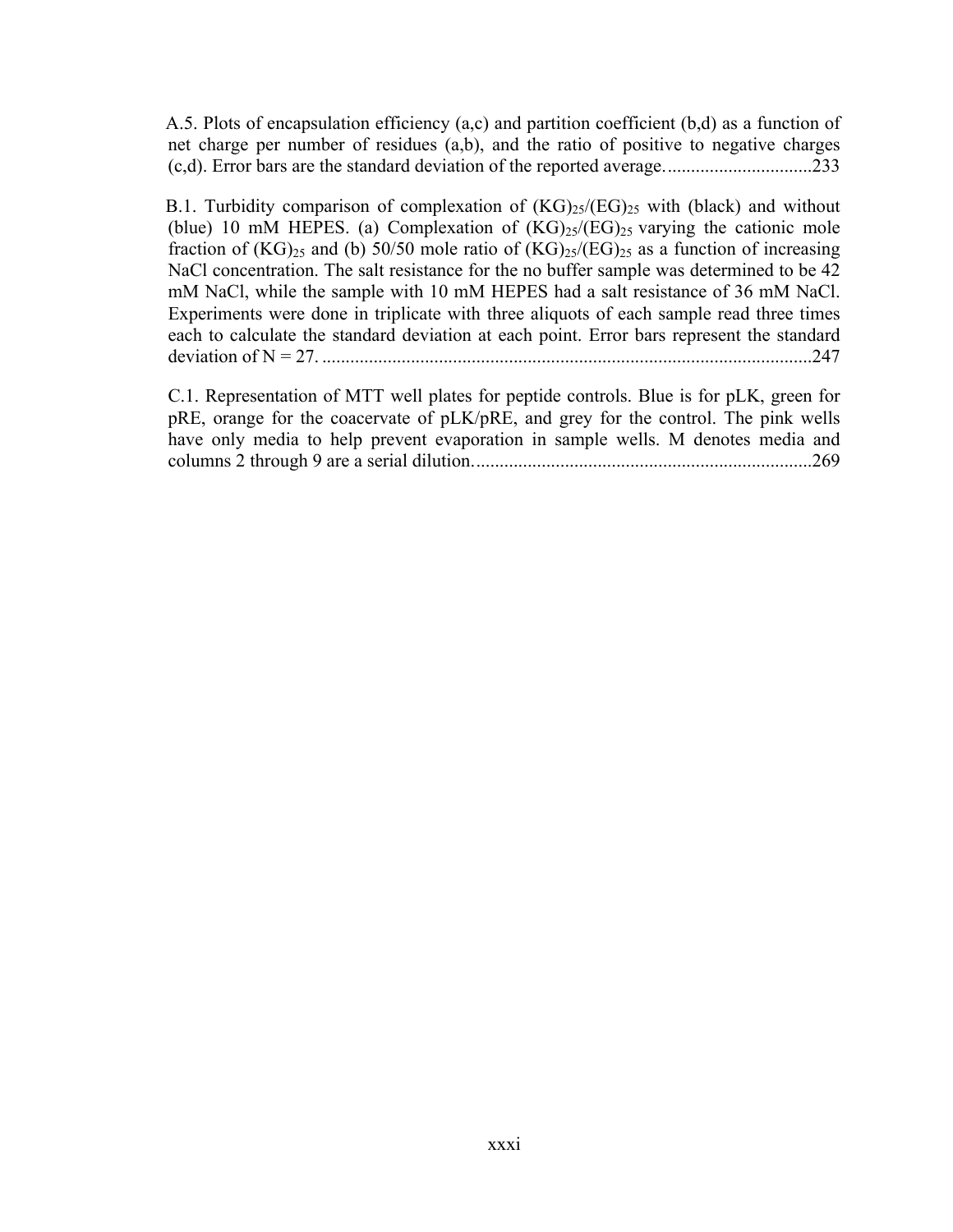A.5. Plots of encapsulation efficiency (a,c) and partition coefficient (b,d) as a function of net charge per number of residues (a,b), and the ratio of positive to negative charges (c,d). Error bars are the standard deviation of the reported average...............................233

B.1. Turbidity comparison of complexation of $(KG)_{25}/(EG)_{25}$ with (black) and without (blue) 10 mM HEPES. (a) Complexation of $(KG)_{25}/(EG)_{25}$ varying the cationic mole fraction of $(KG)_{25}$ and (b) 50/50 mole ratio of $(KG)_{25}/(EG)_{25}$ as a function of increasing NaCl concentration. The salt resistance for the no buffer sample was determined to be 42 mM NaCl, while the sample with 10 mM HEPES had a salt resistance of 36 mM NaCl. Experiments were done in triplicate with three aliquots of each sample read three times each to calculate the standard deviation at each point. Error bars represent the standard deviation of N = 27. .........................................................................................................247

C.1. Representation of MTT well plates for peptide controls. Blue is for pLK, green for pRE, orange for the coacervate of pLK/pRE, and grey for the control. The pink wells have only media to help prevent evaporation in sample wells. M denotes media and columns 2 through 9 are a serial dilution........................................................................269